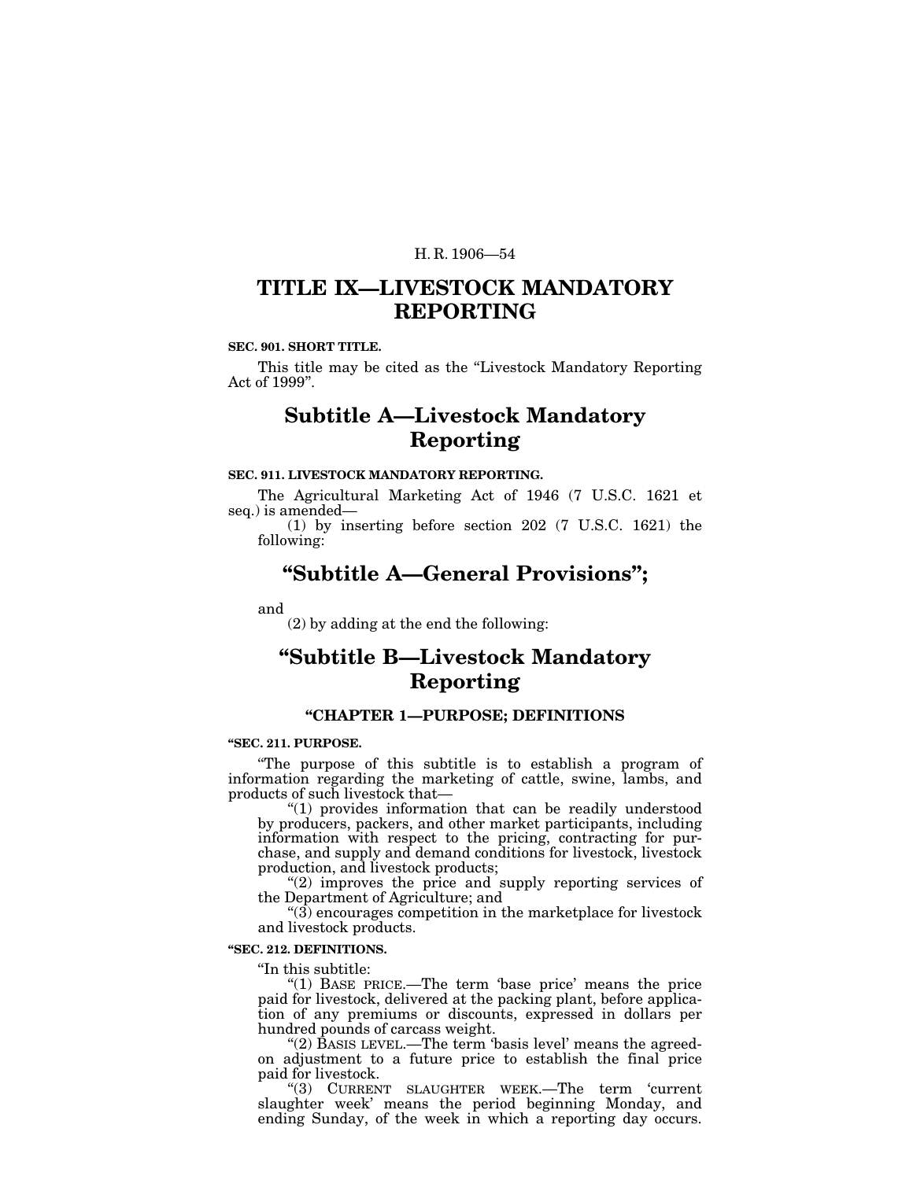# TITLE IX—LIVESTOCK MANDATORY REPORTING

**SEC. 901. SHORT TITLE.**

This title may be cited as the "Livestock Mandatory Reporting Act of 1999".

## Subtitle A—Livestock Mandatory Reporting

**SEC. 911. LIVESTOCK MANDATORY REPORTING.**

The Agricultural Marketing Act of 1946 (7 U.S.C. 1621 et seq.) is amended—

(1) by inserting before section 202 (7 U.S.C. 1621) the following:

## "Subtitle A—General Provisions";

and

(2) by adding at the end the following:

## "Subtitle B—Livestock Mandatory Reporting

### "CHAPTER 1—PURPOSE; DEFINITIONS

**"SEC. 211. PURPOSE.**

"The purpose of this subtitle is to establish a program of information regarding the marketing of cattle, swine, lambs, and products of such livestock that—

"(1) provides information that can be readily understood by producers, packers, and other market participants, including information with respect to the pricing, contracting for purchase, and supply and demand conditions for livestock, livestock production, and livestock products;

"(2) improves the price and supply reporting services of the Department of Agriculture; and

"(3) encourages competition in the marketplace for livestock and livestock products.

**"SEC. 212. DEFINITIONS.**

"In this subtitle:

"(1) BASE PRICE.—The term 'base price' means the price paid for livestock, delivered at the packing plant, before application of any premiums or discounts, expressed in dollars per hundred pounds of carcass weight.

"(2) BASIS LEVEL.—The term 'basis level' means the agreed-on adjustment to a future price to establish the final price paid for livestock.

"(3) CURRENT SLAUGHTER WEEK.—The term 'current slaughter week' means the period beginning Monday, and ending Sunday, of the week in which a reporting day occurs.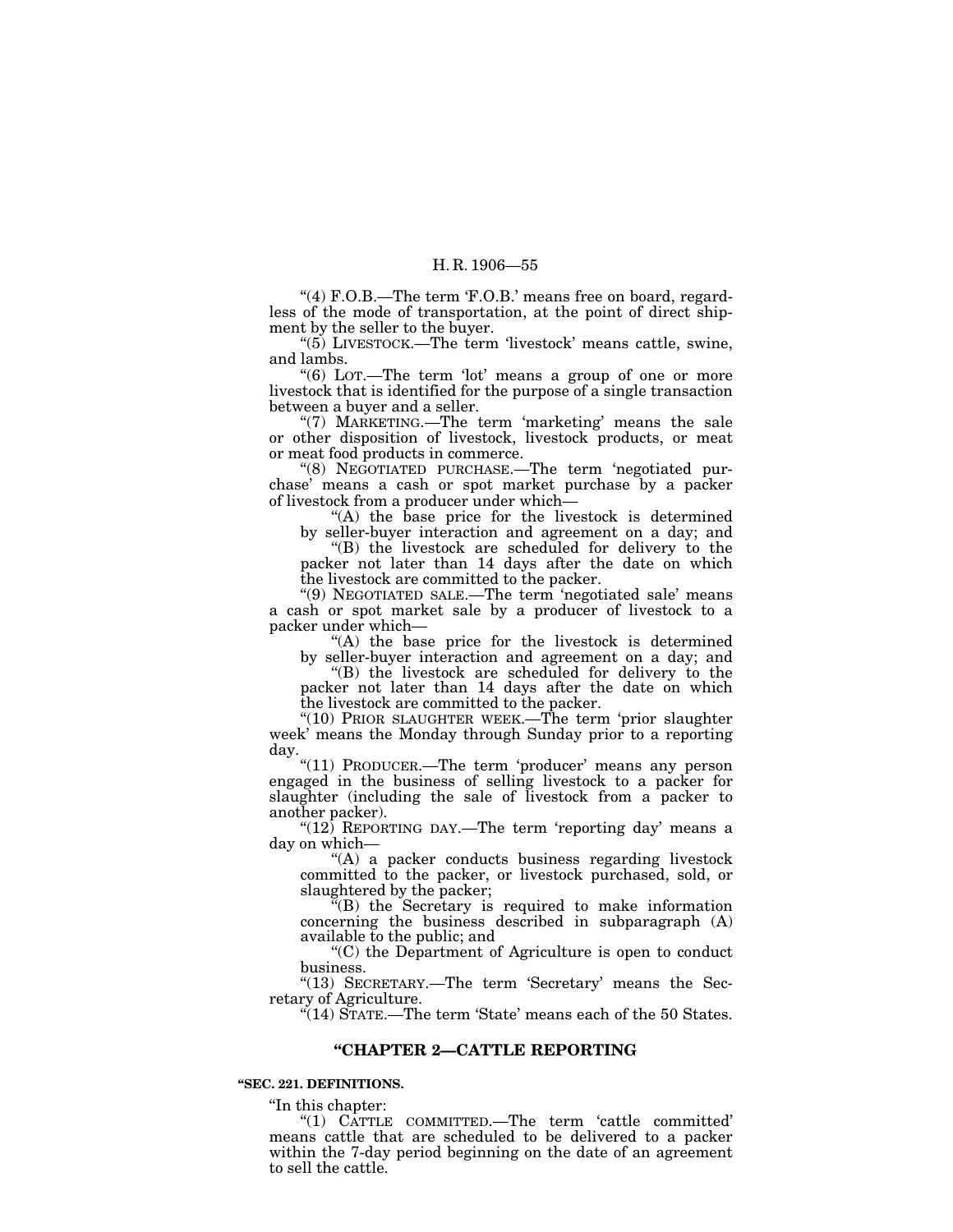"(4) F.O.B.—The term 'F.O.B.' means free on board, regardless of the mode of transportation, at the point of direct shipment by the seller to the buyer.

"(5) LIVESTOCK.—The term 'livestock' means cattle, swine, and lambs.

"(6) LOT.—The term 'lot' means a group of one or more livestock that is identified for the purpose of a single transaction between a buyer and a seller.

"(7) MARKETING.—The term 'marketing' means the sale or other disposition of livestock, livestock products, or meat or meat food products in commerce.

"(8) NEGOTIATED PURCHASE.—The term 'negotiated purchase' means a cash or spot market purchase by a packer of livestock from a producer under which—

"(A) the base price for the livestock is determined by seller-buyer interaction and agreement on a day; and

"(B) the livestock are scheduled for delivery to the packer not later than 14 days after the date on which the livestock are committed to the packer.

"(9) NEGOTIATED SALE.—The term 'negotiated sale' means a cash or spot market sale by a producer of livestock to a packer under which—

"(A) the base price for the livestock is determined by seller-buyer interaction and agreement on a day; and

"(B) the livestock are scheduled for delivery to the packer not later than 14 days after the date on which the livestock are committed to the packer.

"(10) PRIOR SLAUGHTER WEEK.—The term 'prior slaughter week' means the Monday through Sunday prior to a reporting day.

"(11) PRODUCER.—The term 'producer' means any person engaged in the business of selling livestock to a packer for slaughter (including the sale of livestock from a packer to another packer).

"(12) REPORTING DAY.—The term 'reporting day' means a day on which—

"(A) a packer conducts business regarding livestock committed to the packer, or livestock purchased, sold, or slaughtered by the packer;

"(B) the Secretary is required to make information concerning the business described in subparagraph (A) available to the public; and

"(C) the Department of Agriculture is open to conduct business.

"(13) SECRETARY.—The term 'Secretary' means the Secretary of Agriculture.

"(14) STATE.—The term 'State' means each of the 50 States.

## "CHAPTER 2—CATTLE REPORTING

**"SEC. 221. DEFINITIONS.**

"In this chapter:

"(1) CATTLE COMMITTED.—The term 'cattle committed' means cattle that are scheduled to be delivered to a packer within the 7-day period beginning on the date of an agreement to sell the cattle.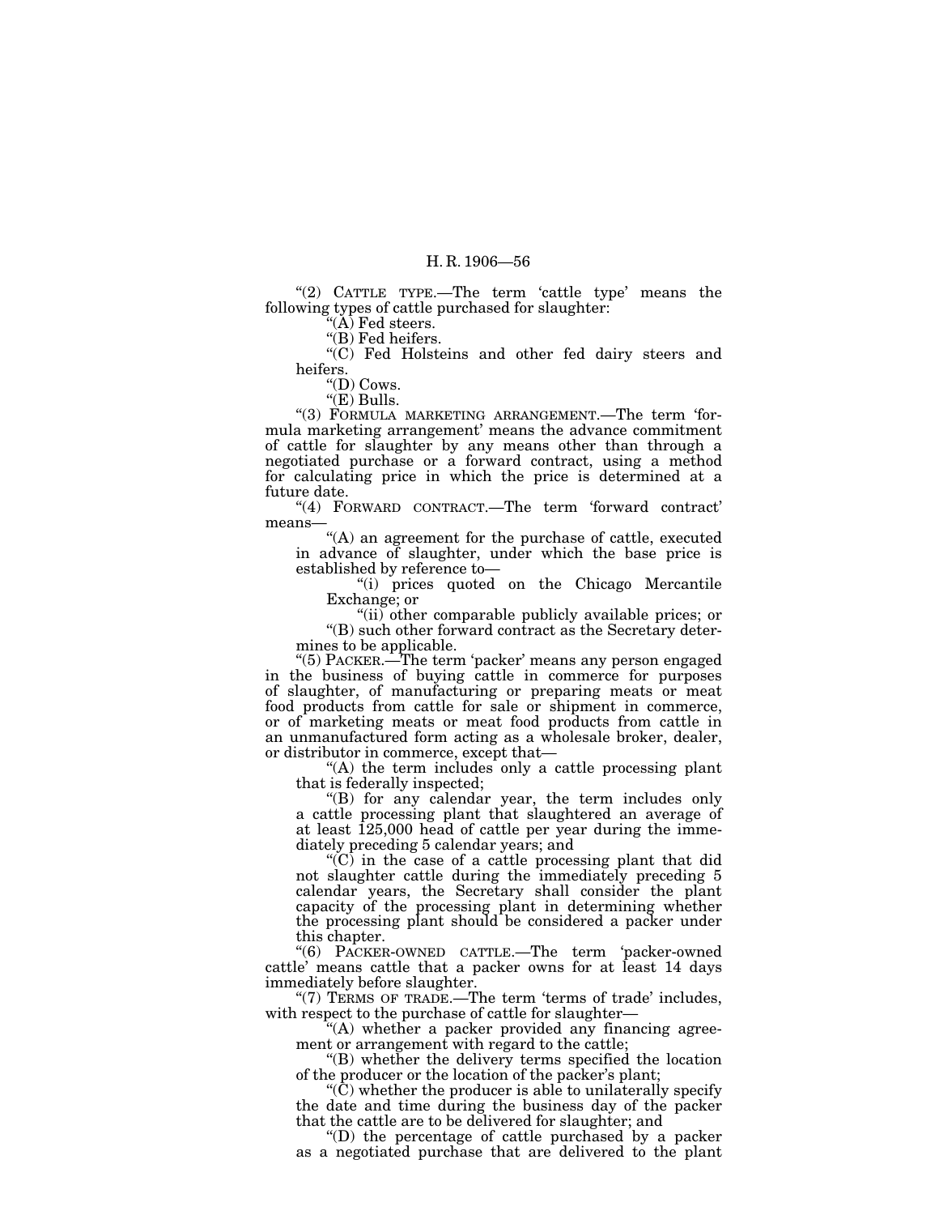"(2) CATTLE TYPE.—The term 'cattle type' means the following types of cattle purchased for slaughter:

"(A) Fed steers.

"(B) Fed heifers.

"(C) Fed Holsteins and other fed dairy steers and heifers.

"(D) Cows.

"(E) Bulls.

"(3) FORMULA MARKETING ARRANGEMENT.—The term 'formula marketing arrangement' means the advance commitment of cattle for slaughter by any means other than through a negotiated purchase or a forward contract, using a method for calculating price in which the price is determined at a future date.

"(4) FORWARD CONTRACT.—The term 'forward contract' means—

"(A) an agreement for the purchase of cattle, executed in advance of slaughter, under which the base price is established by reference to—

"(i) prices quoted on the Chicago Mercantile Exchange; or

"(ii) other comparable publicly available prices; or

"(B) such other forward contract as the Secretary determines to be applicable.

"(5) PACKER.—The term 'packer' means any person engaged in the business of buying cattle in commerce for purposes of slaughter, of manufacturing or preparing meats or meat food products from cattle for sale or shipment in commerce, or of marketing meats or meat food products from cattle in an unmanufactured form acting as a wholesale broker, dealer, or distributor in commerce, except that—

"(A) the term includes only a cattle processing plant that is federally inspected;

"(B) for any calendar year, the term includes only a cattle processing plant that slaughtered an average of at least 125,000 head of cattle per year during the immediately preceding 5 calendar years; and

"(C) in the case of a cattle processing plant that did not slaughter cattle during the immediately preceding 5 calendar years, the Secretary shall consider the plant capacity of the processing plant in determining whether the processing plant should be considered a packer under this chapter.

"(6) PACKER-OWNED CATTLE.—The term 'packer-owned cattle' means cattle that a packer owns for at least 14 days immediately before slaughter.

"(7) TERMS OF TRADE.—The term 'terms of trade' includes, with respect to the purchase of cattle for slaughter—

"(A) whether a packer provided any financing agreement or arrangement with regard to the cattle;

"(B) whether the delivery terms specified the location of the producer or the location of the packer's plant;

"(C) whether the producer is able to unilaterally specify the date and time during the business day of the packer that the cattle are to be delivered for slaughter; and

"(D) the percentage of cattle purchased by a packer as a negotiated purchase that are delivered to the plant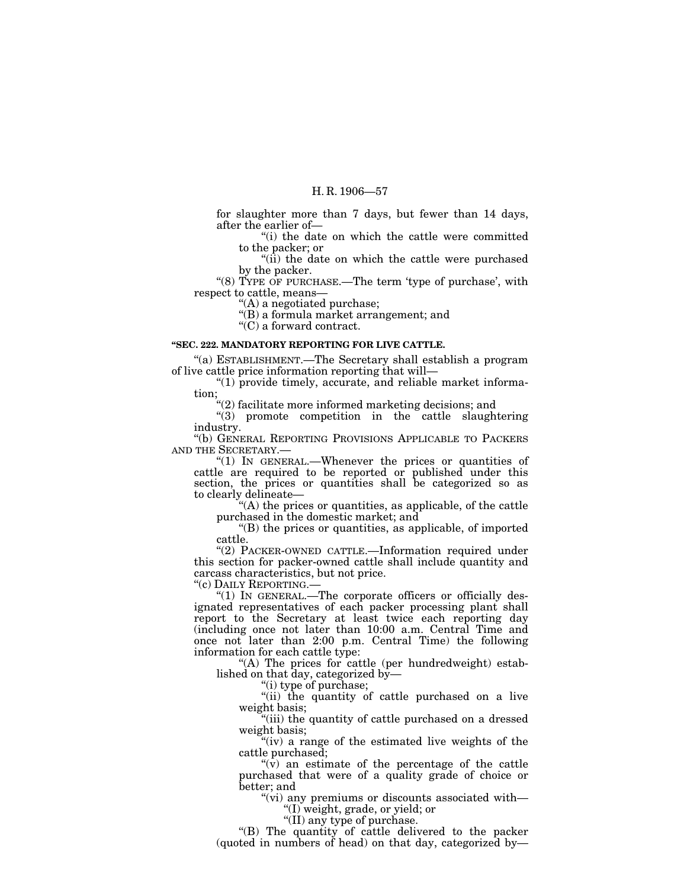for slaughter more than 7 days, but fewer than 14 days, after the earlier of—

"(i) the date on which the cattle were committed to the packer; or

"(ii) the date on which the cattle were purchased by the packer.

"(8) TYPE OF PURCHASE.—The term 'type of purchase', with respect to cattle, means—

"(A) a negotiated purchase;

"(B) a formula market arrangement; and

"(C) a forward contract.

**"SEC. 222. MANDATORY REPORTING FOR LIVE CATTLE.**

"(a) ESTABLISHMENT.—The Secretary shall establish a program of live cattle price information reporting that will—

"(1) provide timely, accurate, and reliable market information;

"(2) facilitate more informed marketing decisions; and

"(3) promote competition in the cattle slaughtering industry.

"(b) GENERAL REPORTING PROVISIONS APPLICABLE TO PACKERS AND THE SECRETARY.—

"(1) IN GENERAL.—Whenever the prices or quantities of cattle are required to be reported or published under this section, the prices or quantities shall be categorized so as to clearly delineate—

"(A) the prices or quantities, as applicable, of the cattle purchased in the domestic market; and

"(B) the prices or quantities, as applicable, of imported cattle.

"(2) PACKER-OWNED CATTLE.—Information required under this section for packer-owned cattle shall include quantity and carcass characteristics, but not price.

"(c) DAILY REPORTING.—

"(1) IN GENERAL.—The corporate officers or officially designated representatives of each packer processing plant shall report to the Secretary at least twice each reporting day (including once not later than 10:00 a.m. Central Time and once not later than 2:00 p.m. Central Time) the following information for each cattle type:

"(A) The prices for cattle (per hundredweight) established on that day, categorized by—

"(i) type of purchase;

"(ii) the quantity of cattle purchased on a live weight basis;

"(iii) the quantity of cattle purchased on a dressed weight basis;

"(iv) a range of the estimated live weights of the cattle purchased;

"(v) an estimate of the percentage of the cattle purchased that were of a quality grade of choice or better; and

"(vi) any premiums or discounts associated with—

"(I) weight, grade, or yield; or

"(II) any type of purchase.

"(B) The quantity of cattle delivered to the packer (quoted in numbers of head) on that day, categorized by—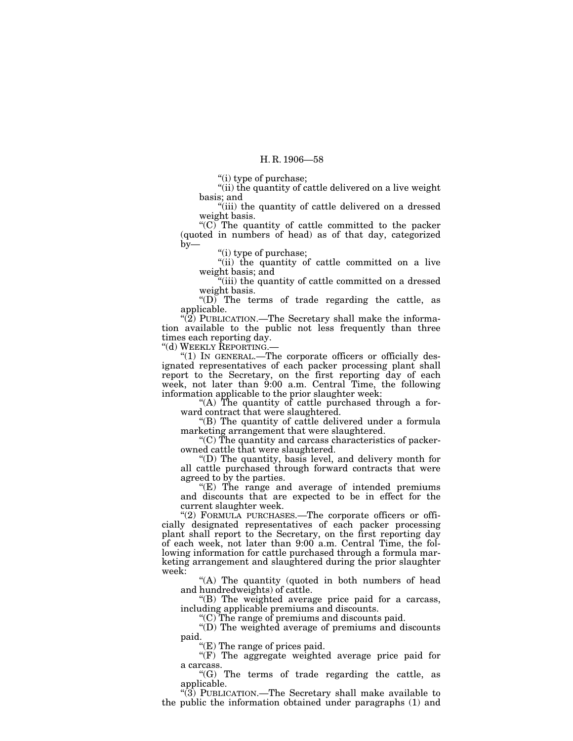"(i) type of purchase;

"(ii) the quantity of cattle delivered on a live weight basis; and

"(iii) the quantity of cattle delivered on a dressed weight basis.

"(C) The quantity of cattle committed to the packer (quoted in numbers of head) as of that day, categorized by—

"(i) type of purchase;

"(ii) the quantity of cattle committed on a live weight basis; and

"(iii) the quantity of cattle committed on a dressed weight basis.

"(D) The terms of trade regarding the cattle, as applicable.

"(2) PUBLICATION.—The Secretary shall make the information available to the public not less frequently than three times each reporting day.

"(d) WEEKLY REPORTING.—

"(1) IN GENERAL.—The corporate officers or officially designated representatives of each packer processing plant shall report to the Secretary, on the first reporting day of each week, not later than 9:00 a.m. Central Time, the following information applicable to the prior slaughter week:

"(A) The quantity of cattle purchased through a forward contract that were slaughtered.

"(B) The quantity of cattle delivered under a formula marketing arrangement that were slaughtered.

"(C) The quantity and carcass characteristics of packer-owned cattle that were slaughtered.

"(D) The quantity, basis level, and delivery month for all cattle purchased through forward contracts that were agreed to by the parties.

"(E) The range and average of intended premiums and discounts that are expected to be in effect for the current slaughter week.

"(2) FORMULA PURCHASES.—The corporate officers or officially designated representatives of each packer processing plant shall report to the Secretary, on the first reporting day of each week, not later than 9:00 a.m. Central Time, the following information for cattle purchased through a formula marketing arrangement and slaughtered during the prior slaughter week:

"(A) The quantity (quoted in both numbers of head and hundredweights) of cattle.

"(B) The weighted average price paid for a carcass, including applicable premiums and discounts.

"(C) The range of premiums and discounts paid.

"(D) The weighted average of premiums and discounts paid.

"(E) The range of prices paid.

"(F) The aggregate weighted average price paid for a carcass.

"(G) The terms of trade regarding the cattle, as applicable.

"(3) PUBLICATION.—The Secretary shall make available to the public the information obtained under paragraphs (1) and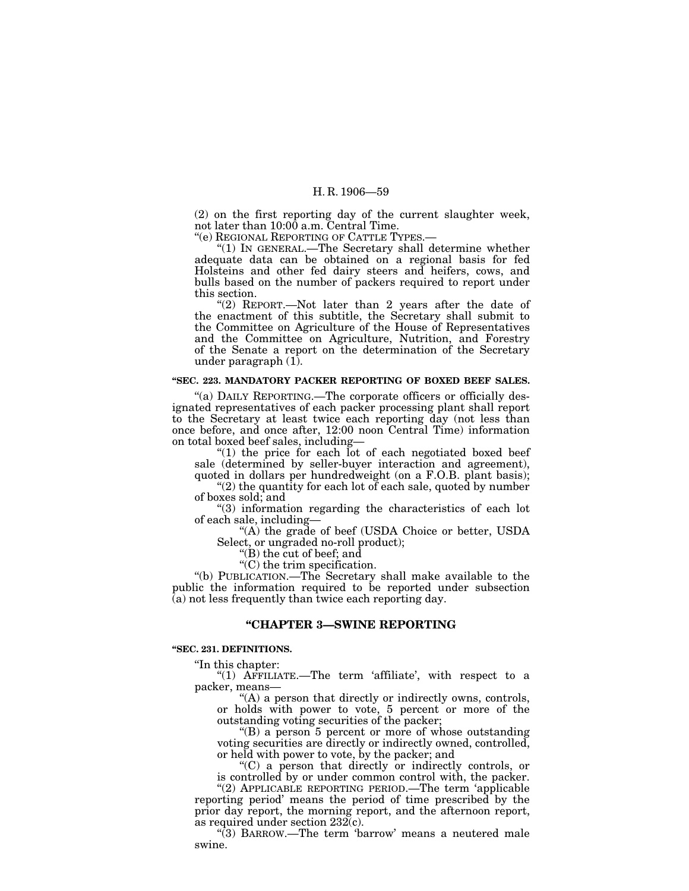(2) on the first reporting day of the current slaughter week, not later than 10:00 a.m. Central Time.

"(e) REGIONAL REPORTING OF CATTLE TYPES.—

"(1) IN GENERAL.—The Secretary shall determine whether adequate data can be obtained on a regional basis for fed Holsteins and other fed dairy steers and heifers, cows, and bulls based on the number of packers required to report under this section.

"(2) REPORT.—Not later than 2 years after the date of the enactment of this subtitle, the Secretary shall submit to the Committee on Agriculture of the House of Representatives and the Committee on Agriculture, Nutrition, and Forestry of the Senate a report on the determination of the Secretary under paragraph (1).

**"SEC. 223. MANDATORY PACKER REPORTING OF BOXED BEEF SALES.**

"(a) DAILY REPORTING.—The corporate officers or officially designated representatives of each packer processing plant shall report to the Secretary at least twice each reporting day (not less than once before, and once after, 12:00 noon Central Time) information on total boxed beef sales, including—

"(1) the price for each lot of each negotiated boxed beef sale (determined by seller-buyer interaction and agreement), quoted in dollars per hundredweight (on a F.O.B. plant basis);

"(2) the quantity for each lot of each sale, quoted by number of boxes sold; and

"(3) information regarding the characteristics of each lot of each sale, including—

"(A) the grade of beef (USDA Choice or better, USDA Select, or ungraded no-roll product);

"(B) the cut of beef; and

"(C) the trim specification.

"(b) PUBLICATION.—The Secretary shall make available to the public the information required to be reported under subsection (a) not less frequently than twice each reporting day.

## "CHAPTER 3—SWINE REPORTING

**"SEC. 231. DEFINITIONS.**

"In this chapter:

"(1) AFFILIATE.—The term 'affiliate', with respect to a packer, means—

"(A) a person that directly or indirectly owns, controls, or holds with power to vote, 5 percent or more of the outstanding voting securities of the packer;

"(B) a person 5 percent or more of whose outstanding voting securities are directly or indirectly owned, controlled, or held with power to vote, by the packer; and

"(C) a person that directly or indirectly controls, or is controlled by or under common control with, the packer.

"(2) APPLICABLE REPORTING PERIOD.—The term 'applicable reporting period' means the period of time prescribed by the prior day report, the morning report, and the afternoon report, as required under section 232(c).

"(3) BARROW.—The term 'barrow' means a neutered male swine.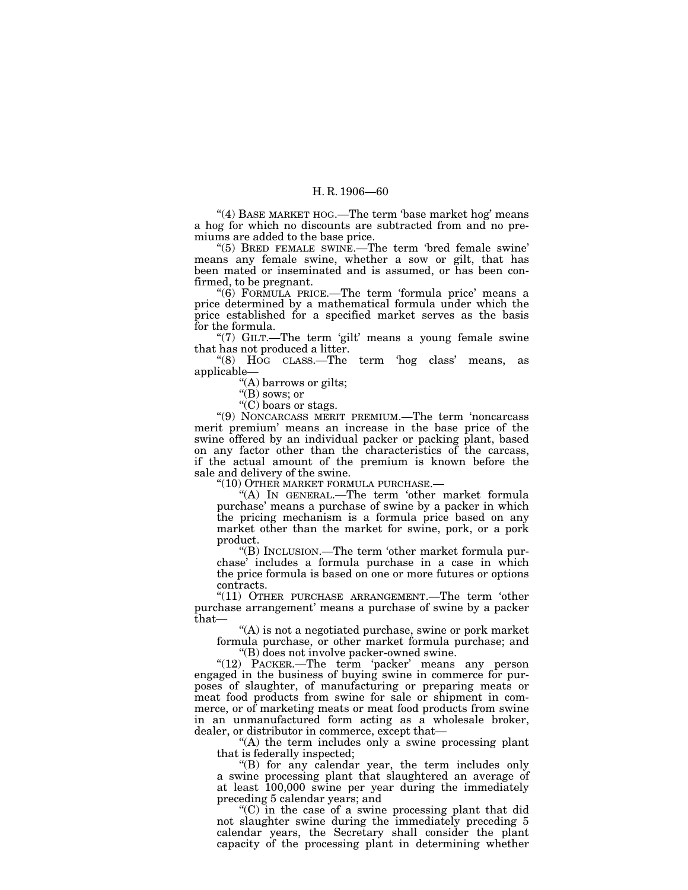"(4) BASE MARKET HOG.—The term 'base market hog' means a hog for which no discounts are subtracted from and no premiums are added to the base price.

"(5) BRED FEMALE SWINE.—The term 'bred female swine' means any female swine, whether a sow or gilt, that has been mated or inseminated and is assumed, or has been confirmed, to be pregnant.

"(6) FORMULA PRICE.—The term 'formula price' means a price determined by a mathematical formula under which the price established for a specified market serves as the basis for the formula.

"(7) GILT.—The term 'gilt' means a young female swine that has not produced a litter.

"(8) HOG CLASS.—The term 'hog class' means, as applicable—

"(A) barrows or gilts;

"(B) sows; or

"(C) boars or stags.

"(9) NONCARCASS MERIT PREMIUM.—The term 'noncarcass merit premium' means an increase in the base price of the swine offered by an individual packer or packing plant, based on any factor other than the characteristics of the carcass, if the actual amount of the premium is known before the sale and delivery of the swine.

"(10) OTHER MARKET FORMULA PURCHASE.—

"(A) IN GENERAL.—The term 'other market formula purchase' means a purchase of swine by a packer in which the pricing mechanism is a formula price based on any market other than the market for swine, pork, or a pork product.

"(B) INCLUSION.—The term 'other market formula purchase' includes a formula purchase in a case in which the price formula is based on one or more futures or options contracts.

"(11) OTHER PURCHASE ARRANGEMENT.—The term 'other purchase arrangement' means a purchase of swine by a packer that—

"(A) is not a negotiated purchase, swine or pork market formula purchase, or other market formula purchase; and

"(B) does not involve packer-owned swine.

"(12) PACKER.—The term 'packer' means any person engaged in the business of buying swine in commerce for purposes of slaughter, of manufacturing or preparing meats or meat food products from swine for sale or shipment in commerce, or of marketing meats or meat food products from swine in an unmanufactured form acting as a wholesale broker, dealer, or distributor in commerce, except that—

"(A) the term includes only a swine processing plant that is federally inspected;

"(B) for any calendar year, the term includes only a swine processing plant that slaughtered an average of at least 100,000 swine per year during the immediately preceding 5 calendar years; and

"(C) in the case of a swine processing plant that did not slaughter swine during the immediately preceding 5 calendar years, the Secretary shall consider the plant capacity of the processing plant in determining whether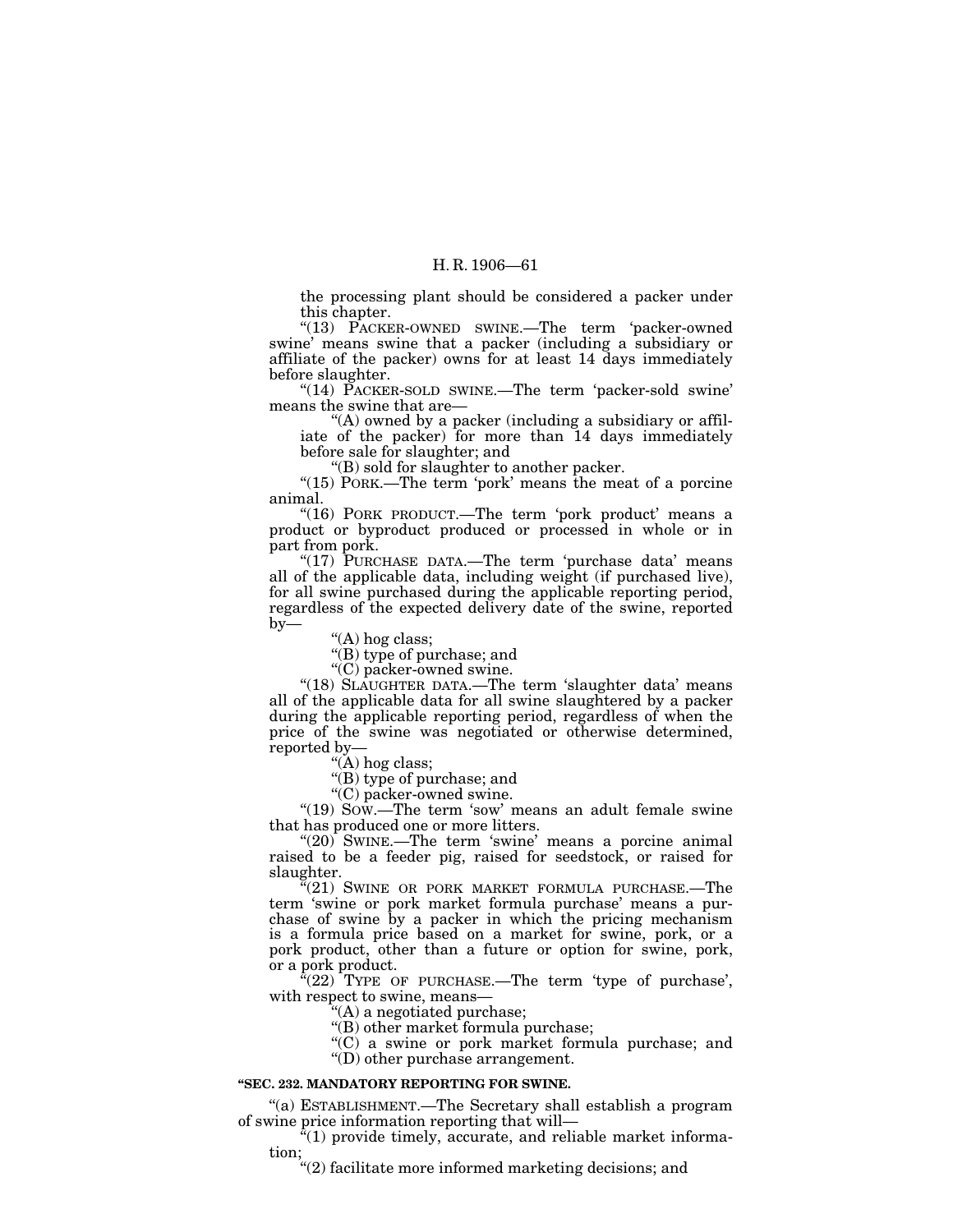the processing plant should be considered a packer under this chapter.

"(13) PACKER-OWNED SWINE.—The term 'packer-owned swine' means swine that a packer (including a subsidiary or affiliate of the packer) owns for at least 14 days immediately before slaughter.

"(14) PACKER-SOLD SWINE.—The term 'packer-sold swine' means the swine that are—

"(A) owned by a packer (including a subsidiary or affiliate of the packer) for more than 14 days immediately before sale for slaughter; and

"(B) sold for slaughter to another packer.

"(15) PORK.—The term 'pork' means the meat of a porcine animal.

"(16) PORK PRODUCT.—The term 'pork product' means a product or byproduct produced or processed in whole or in part from pork.

"(17) PURCHASE DATA.—The term 'purchase data' means all of the applicable data, including weight (if purchased live), for all swine purchased during the applicable reporting period, regardless of the expected delivery date of the swine, reported by—

"(A) hog class;

"(B) type of purchase; and

"(C) packer-owned swine.

"(18) SLAUGHTER DATA.—The term 'slaughter data' means all of the applicable data for all swine slaughtered by a packer during the applicable reporting period, regardless of when the price of the swine was negotiated or otherwise determined, reported by—

"(A) hog class;

"(B) type of purchase; and

"(C) packer-owned swine.

"(19) SOW.—The term 'sow' means an adult female swine that has produced one or more litters.

"(20) SWINE.—The term 'swine' means a porcine animal raised to be a feeder pig, raised for seedstock, or raised for slaughter.

"(21) SWINE OR PORK MARKET FORMULA PURCHASE.—The term 'swine or pork market formula purchase' means a purchase of swine by a packer in which the pricing mechanism is a formula price based on a market for swine, pork, or a pork product, other than a future or option for swine, pork, or a pork product.

"(22) TYPE OF PURCHASE.—The term 'type of purchase', with respect to swine, means—

"(A) a negotiated purchase;

"(B) other market formula purchase;

"(C) a swine or pork market formula purchase; and

"(D) other purchase arrangement.

**"SEC. 232. MANDATORY REPORTING FOR SWINE.**

"(a) ESTABLISHMENT.—The Secretary shall establish a program of swine price information reporting that will—

"(1) provide timely, accurate, and reliable market information;

"(2) facilitate more informed marketing decisions; and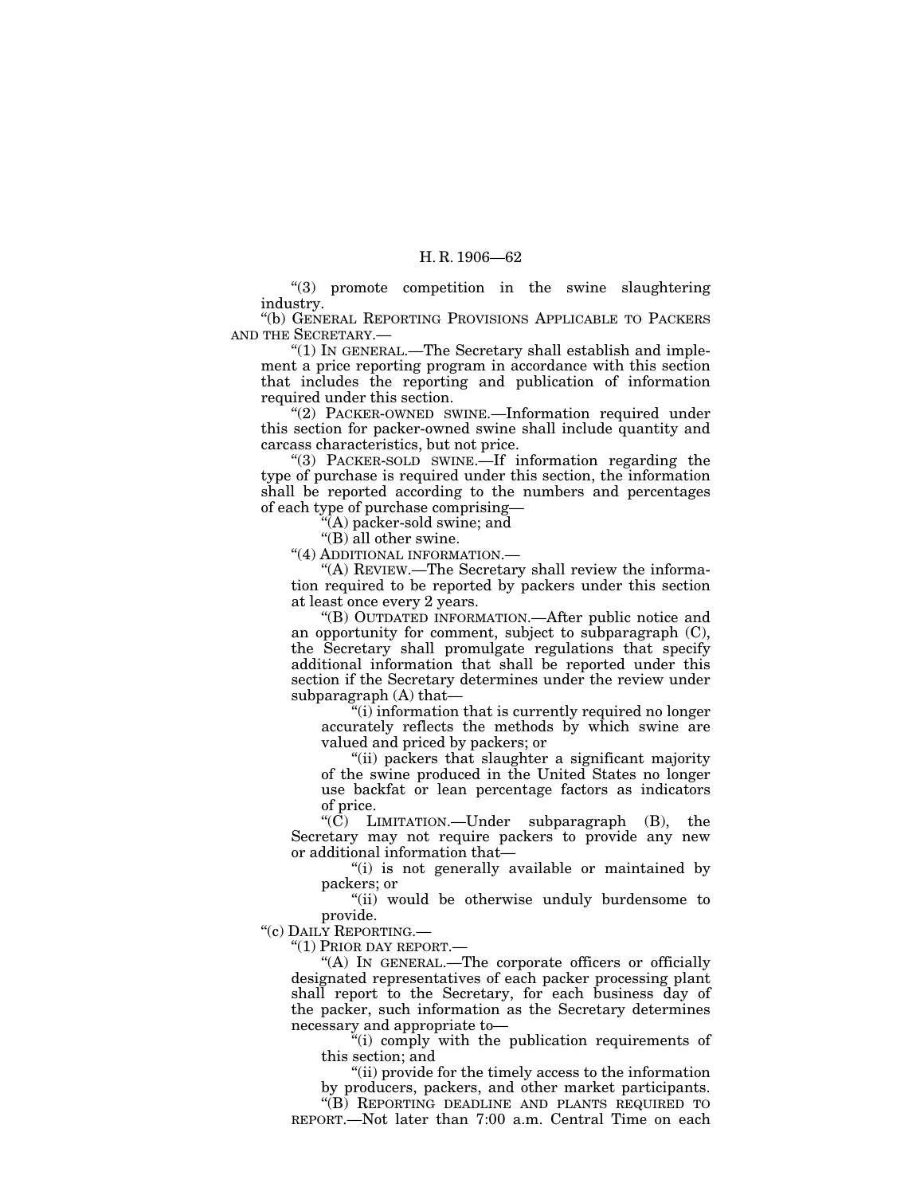"(3) promote competition in the swine slaughtering industry.

"(b) GENERAL REPORTING PROVISIONS APPLICABLE TO PACKERS AND THE SECRETARY.—

"(1) IN GENERAL.—The Secretary shall establish and implement a price reporting program in accordance with this section that includes the reporting and publication of information required under this section.

"(2) PACKER-OWNED SWINE.—Information required under this section for packer-owned swine shall include quantity and carcass characteristics, but not price.

"(3) PACKER-SOLD SWINE.—If information regarding the type of purchase is required under this section, the information shall be reported according to the numbers and percentages of each type of purchase comprising—

"(A) packer-sold swine; and

"(B) all other swine.

"(4) ADDITIONAL INFORMATION.—

"(A) REVIEW.—The Secretary shall review the information required to be reported by packers under this section at least once every 2 years.

"(B) OUTDATED INFORMATION.—After public notice and an opportunity for comment, subject to subparagraph (C), the Secretary shall promulgate regulations that specify additional information that shall be reported under this section if the Secretary determines under the review under subparagraph (A) that—

"(i) information that is currently required no longer accurately reflects the methods by which swine are valued and priced by packers; or

"(ii) packers that slaughter a significant majority of the swine produced in the United States no longer use backfat or lean percentage factors as indicators of price.

"(C) LIMITATION.—Under subparagraph (B), the Secretary may not require packers to provide any new or additional information that—

"(i) is not generally available or maintained by packers; or

"(ii) would be otherwise unduly burdensome to provide.

"(c) DAILY REPORTING.—

"(1) PRIOR DAY REPORT.—

"(A) IN GENERAL.—The corporate officers or officially designated representatives of each packer processing plant shall report to the Secretary, for each business day of the packer, such information as the Secretary determines necessary and appropriate to—

"(i) comply with the publication requirements of this section; and

"(ii) provide for the timely access to the information by producers, packers, and other market participants.

"(B) REPORTING DEADLINE AND PLANTS REQUIRED TO REPORT.—Not later than 7:00 a.m. Central Time on each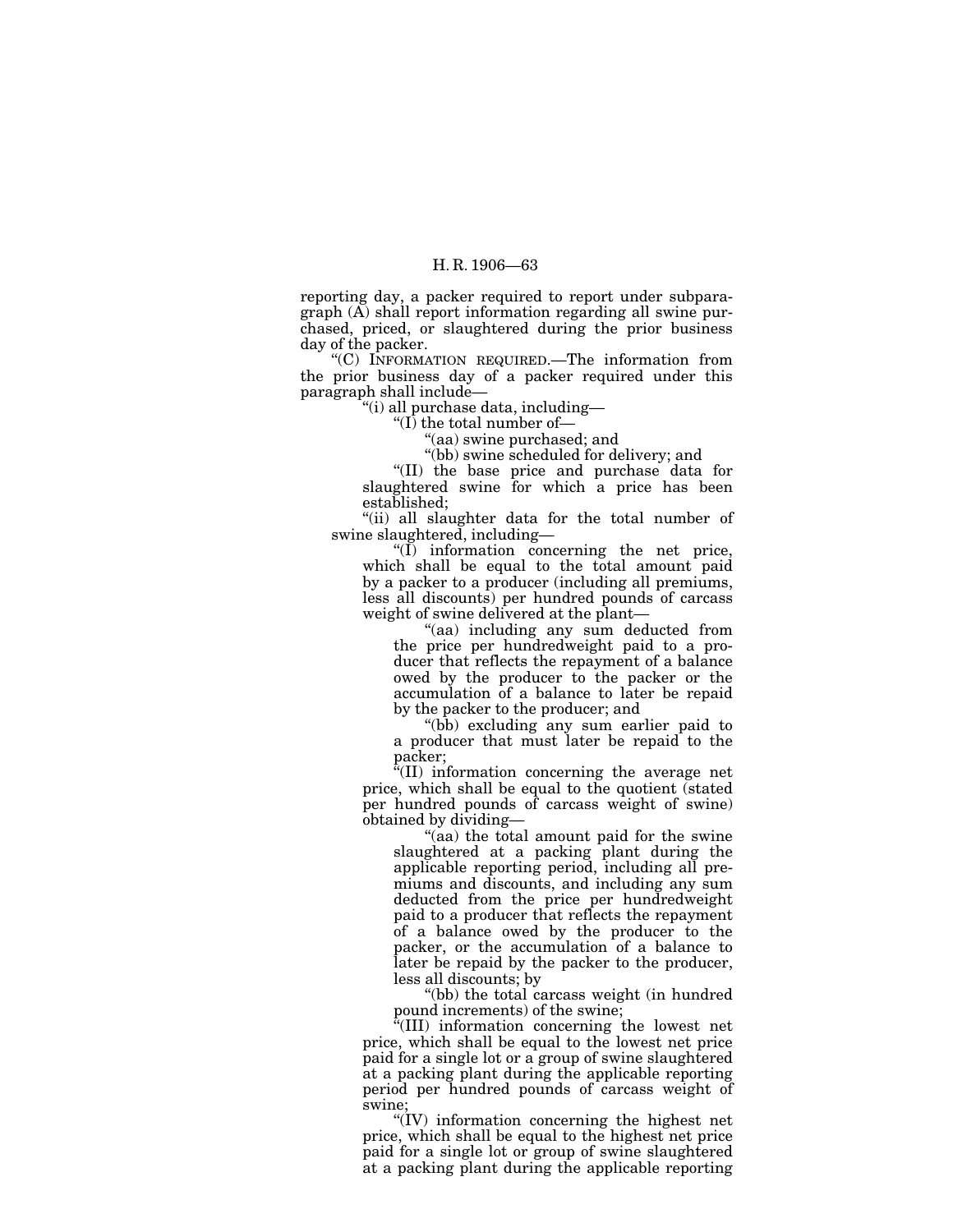reporting day, a packer required to report under subparagraph (A) shall report information regarding all swine purchased, priced, or slaughtered during the prior business day of the packer.

"(C) INFORMATION REQUIRED.—The information from the prior business day of a packer required under this paragraph shall include—

"(i) all purchase data, including—

"(I) the total number of—

"(aa) swine purchased; and

"(bb) swine scheduled for delivery; and

"(II) the base price and purchase data for slaughtered swine for which a price has been established;

"(ii) all slaughter data for the total number of swine slaughtered, including—

"(I) information concerning the net price, which shall be equal to the total amount paid by a packer to a producer (including all premiums, less all discounts) per hundred pounds of carcass weight of swine delivered at the plant—

"(aa) including any sum deducted from the price per hundredweight paid to a producer that reflects the repayment of a balance owed by the producer to the packer or the accumulation of a balance to later be repaid by the packer to the producer; and

"(bb) excluding any sum earlier paid to a producer that must later be repaid to the packer;

"(II) information concerning the average net price, which shall be equal to the quotient (stated per hundred pounds of carcass weight of swine) obtained by dividing—

"(aa) the total amount paid for the swine slaughtered at a packing plant during the applicable reporting period, including all premiums and discounts, and including any sum deducted from the price per hundredweight paid to a producer that reflects the repayment of a balance owed by the producer to the packer, or the accumulation of a balance to later be repaid by the packer to the producer, less all discounts; by

"(bb) the total carcass weight (in hundred pound increments) of the swine;

"(III) information concerning the lowest net price, which shall be equal to the lowest net price paid for a single lot or a group of swine slaughtered at a packing plant during the applicable reporting period per hundred pounds of carcass weight of swine;

"(IV) information concerning the highest net price, which shall be equal to the highest net price paid for a single lot or group of swine slaughtered at a packing plant during the applicable reporting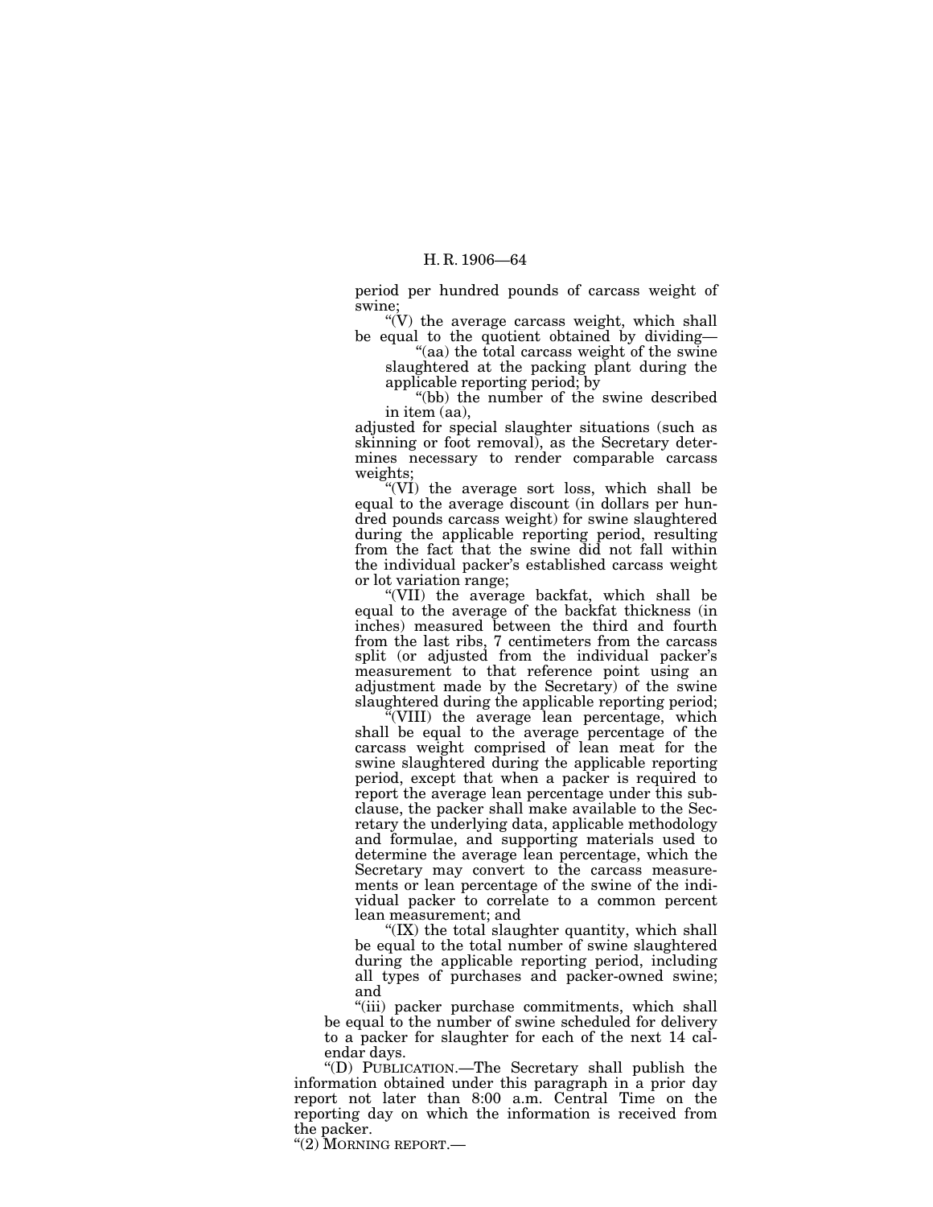period per hundred pounds of carcass weight of swine;

"(V) the average carcass weight, which shall be equal to the quotient obtained by dividing—

"(aa) the total carcass weight of the swine slaughtered at the packing plant during the applicable reporting period; by

"(bb) the number of the swine described in item (aa),

adjusted for special slaughter situations (such as skinning or foot removal), as the Secretary determines necessary to render comparable carcass weights;

"(VI) the average sort loss, which shall be equal to the average discount (in dollars per hundred pounds carcass weight) for swine slaughtered during the applicable reporting period, resulting from the fact that the swine did not fall within the individual packer's established carcass weight or lot variation range;

"(VII) the average backfat, which shall be equal to the average of the backfat thickness (in inches) measured between the third and fourth from the last ribs, 7 centimeters from the carcass split (or adjusted from the individual packer's measurement to that reference point using an adjustment made by the Secretary) of the swine slaughtered during the applicable reporting period;

"(VIII) the average lean percentage, which shall be equal to the average percentage of the carcass weight comprised of lean meat for the swine slaughtered during the applicable reporting period, except that when a packer is required to report the average lean percentage under this subclause, the packer shall make available to the Secretary the underlying data, applicable methodology and formulae, and supporting materials used to determine the average lean percentage, which the Secretary may convert to the carcass measurements or lean percentage of the swine of the individual packer to correlate to a common percent lean measurement; and

"(IX) the total slaughter quantity, which shall be equal to the total number of swine slaughtered during the applicable reporting period, including all types of purchases and packer-owned swine; and

"(iii) packer purchase commitments, which shall be equal to the number of swine scheduled for delivery to a packer for slaughter for each of the next 14 calendar days.

"(D) PUBLICATION.—The Secretary shall publish the information obtained under this paragraph in a prior day report not later than 8:00 a.m. Central Time on the reporting day on which the information is received from the packer.

"(2) MORNING REPORT.—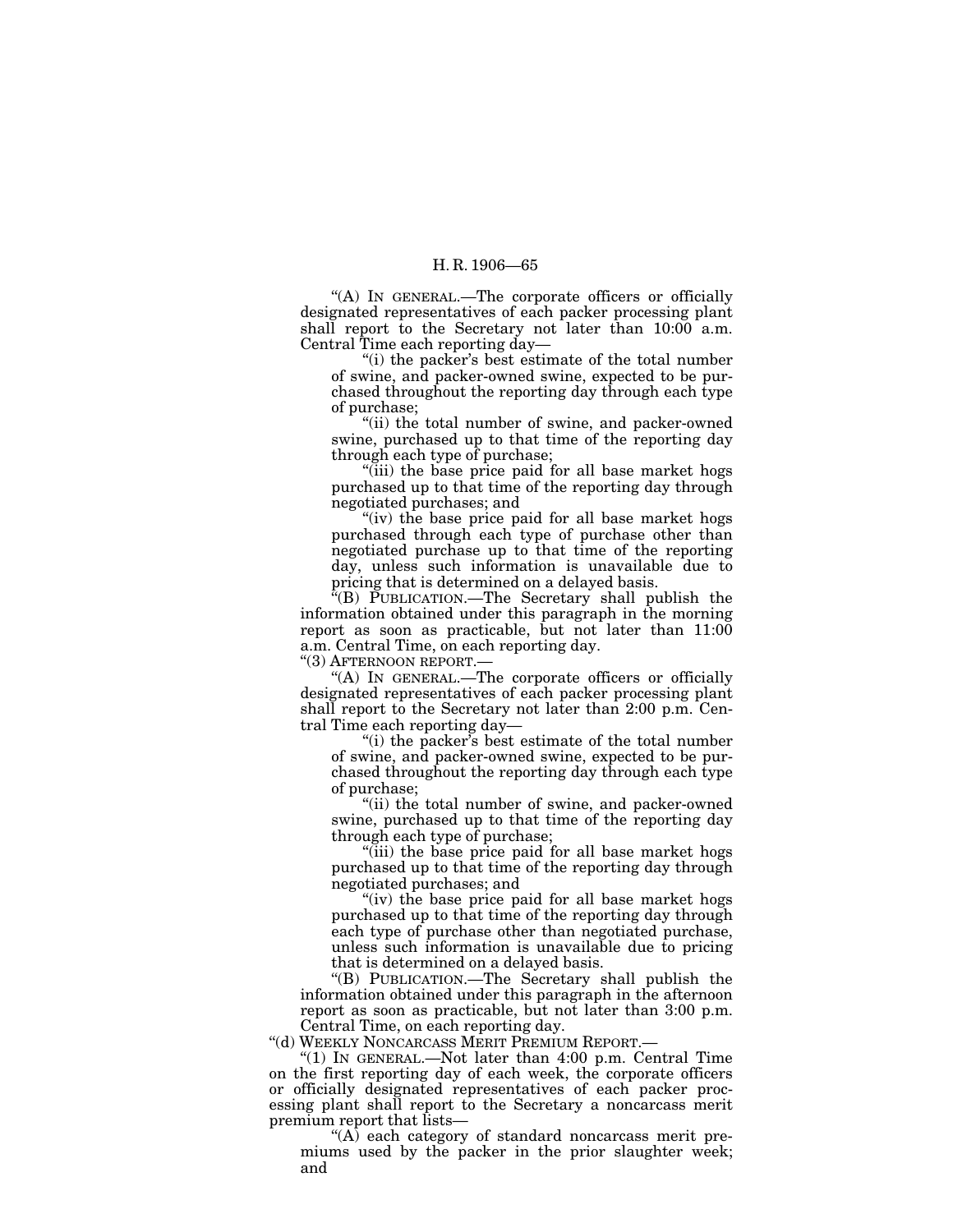"(A) IN GENERAL.—The corporate officers or officially designated representatives of each packer processing plant shall report to the Secretary not later than 10:00 a.m. Central Time each reporting day—

"(i) the packer's best estimate of the total number of swine, and packer-owned swine, expected to be purchased throughout the reporting day through each type of purchase;

"(ii) the total number of swine, and packer-owned swine, purchased up to that time of the reporting day through each type of purchase;

"(iii) the base price paid for all base market hogs purchased up to that time of the reporting day through negotiated purchases; and

"(iv) the base price paid for all base market hogs purchased through each type of purchase other than negotiated purchase up to that time of the reporting day, unless such information is unavailable due to pricing that is determined on a delayed basis.

"(B) PUBLICATION.—The Secretary shall publish the information obtained under this paragraph in the morning report as soon as practicable, but not later than 11:00 a.m. Central Time, on each reporting day.

"(3) AFTERNOON REPORT.—

"(A) IN GENERAL.—The corporate officers or officially designated representatives of each packer processing plant shall report to the Secretary not later than 2:00 p.m. Central Time each reporting day—

"(i) the packer's best estimate of the total number of swine, and packer-owned swine, expected to be purchased throughout the reporting day through each type of purchase;

"(ii) the total number of swine, and packer-owned swine, purchased up to that time of the reporting day through each type of purchase;

"(iii) the base price paid for all base market hogs purchased up to that time of the reporting day through negotiated purchases; and

"(iv) the base price paid for all base market hogs purchased up to that time of the reporting day through each type of purchase other than negotiated purchase, unless such information is unavailable due to pricing that is determined on a delayed basis.

"(B) PUBLICATION.—The Secretary shall publish the information obtained under this paragraph in the afternoon report as soon as practicable, but not later than 3:00 p.m. Central Time, on each reporting day.

"(d) WEEKLY NONCARCASS MERIT PREMIUM REPORT.—

"(1) IN GENERAL.—Not later than 4:00 p.m. Central Time on the first reporting day of each week, the corporate officers or officially designated representatives of each packer processing plant shall report to the Secretary a noncarcass merit premium report that lists—

"(A) each category of standard noncarcass merit premiums used by the packer in the prior slaughter week; and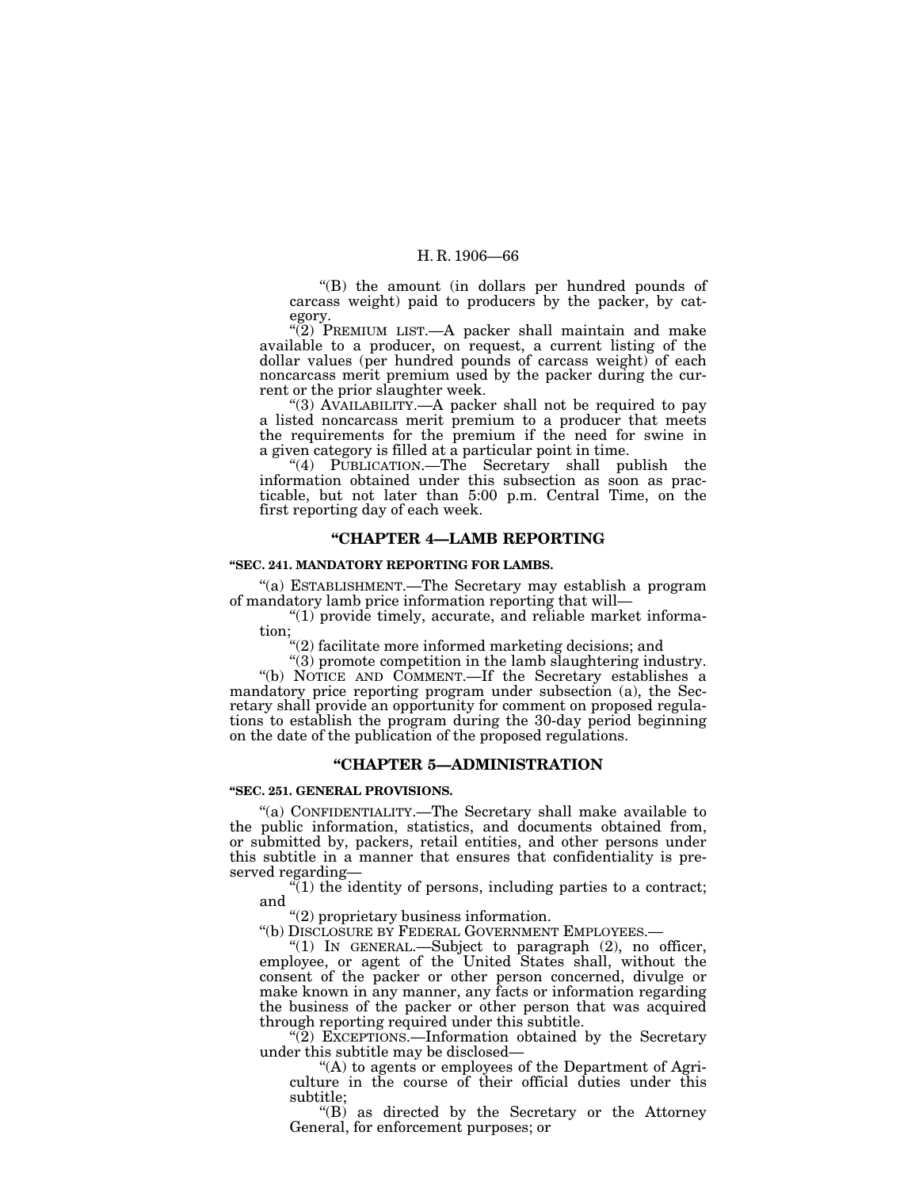"(B) the amount (in dollars per hundred pounds of carcass weight) paid to producers by the packer, by category.

"(2) PREMIUM LIST.—A packer shall maintain and make available to a producer, on request, a current listing of the dollar values (per hundred pounds of carcass weight) of each noncarcass merit premium used by the packer during the current or the prior slaughter week.

"(3) AVAILABILITY.—A packer shall not be required to pay a listed noncarcass merit premium to a producer that meets the requirements for the premium if the need for swine in a given category is filled at a particular point in time.

"(4) PUBLICATION.—The Secretary shall publish the information obtained under this subsection as soon as practicable, but not later than 5:00 p.m. Central Time, on the first reporting day of each week.

## "CHAPTER 4—LAMB REPORTING

### "SEC. 241. MANDATORY REPORTING FOR LAMBS.

"(a) ESTABLISHMENT.—The Secretary may establish a program of mandatory lamb price information reporting that will—

"(1) provide timely, accurate, and reliable market information;

"(2) facilitate more informed marketing decisions; and

"(3) promote competition in the lamb slaughtering industry.

"(b) NOTICE AND COMMENT.—If the Secretary establishes a mandatory price reporting program under subsection (a), the Secretary shall provide an opportunity for comment on proposed regulations to establish the program during the 30-day period beginning on the date of the publication of the proposed regulations.

## "CHAPTER 5—ADMINISTRATION

### "SEC. 251. GENERAL PROVISIONS.

"(a) CONFIDENTIALITY.—The Secretary shall make available to the public information, statistics, and documents obtained from, or submitted by, packers, retail entities, and other persons under this subtitle in a manner that ensures that confidentiality is preserved regarding—

"(1) the identity of persons, including parties to a contract; and

"(2) proprietary business information.

"(b) DISCLOSURE BY FEDERAL GOVERNMENT EMPLOYEES.—

"(1) IN GENERAL.—Subject to paragraph (2), no officer, employee, or agent of the United States shall, without the consent of the packer or other person concerned, divulge or make known in any manner, any facts or information regarding the business of the packer or other person that was acquired through reporting required under this subtitle.

"(2) EXCEPTIONS.—Information obtained by the Secretary under this subtitle may be disclosed—

"(A) to agents or employees of the Department of Agriculture in the course of their official duties under this subtitle;

"(B) as directed by the Secretary or the Attorney General, for enforcement purposes; or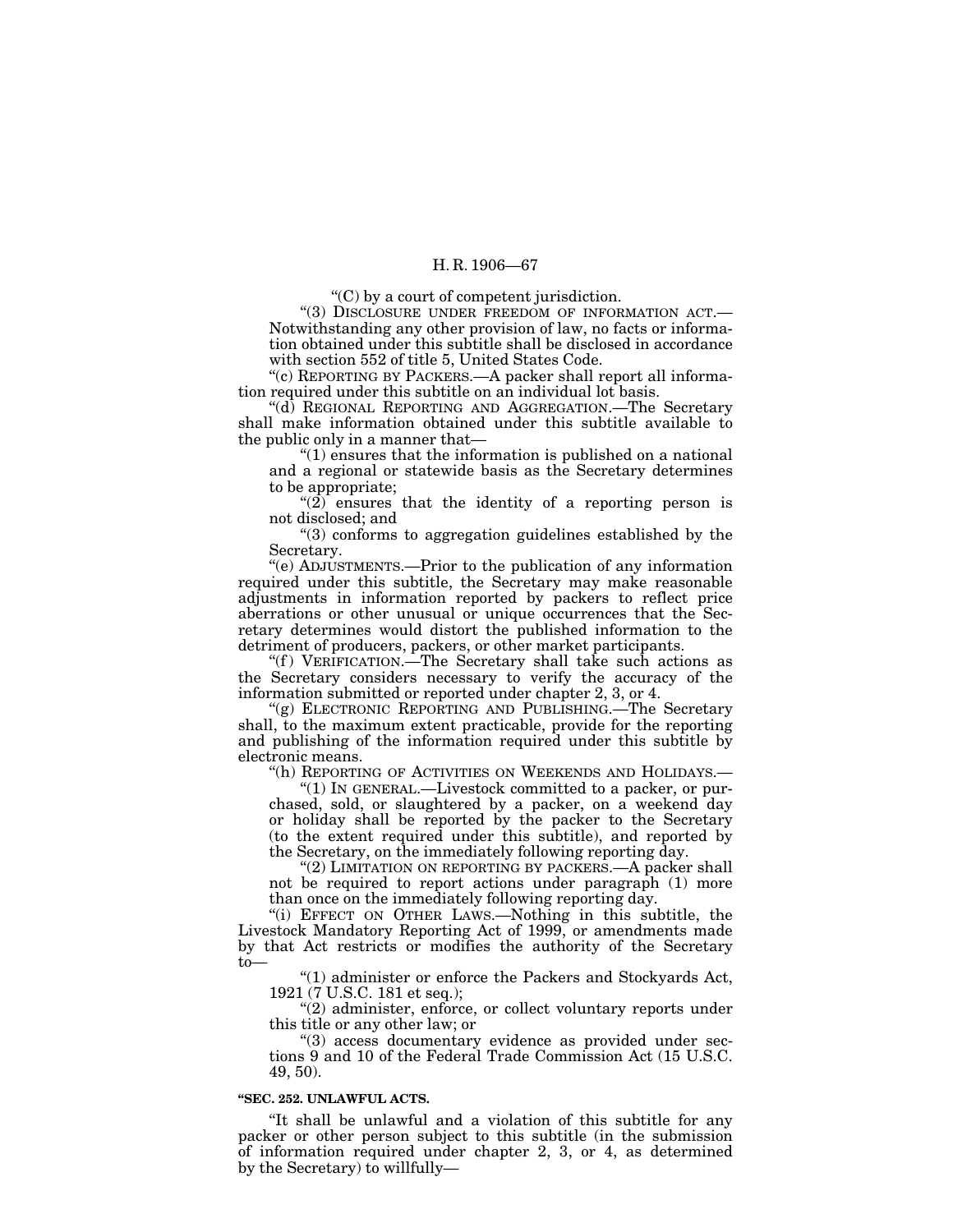"(C) by a court of competent jurisdiction.

"(3) DISCLOSURE UNDER FREEDOM OF INFORMATION ACT.—Notwithstanding any other provision of law, no facts or information obtained under this subtitle shall be disclosed in accordance with section 552 of title 5, United States Code.

"(c) REPORTING BY PACKERS.—A packer shall report all information required under this subtitle on an individual lot basis.

"(d) REGIONAL REPORTING AND AGGREGATION.—The Secretary shall make information obtained under this subtitle available to the public only in a manner that—

"(1) ensures that the information is published on a national and a regional or statewide basis as the Secretary determines to be appropriate;

"(2) ensures that the identity of a reporting person is not disclosed; and

"(3) conforms to aggregation guidelines established by the Secretary.

"(e) ADJUSTMENTS.—Prior to the publication of any information required under this subtitle, the Secretary may make reasonable adjustments in information reported by packers to reflect price aberrations or other unusual or unique occurrences that the Secretary determines would distort the published information to the detriment of producers, packers, or other market participants.

"(f) VERIFICATION.—The Secretary shall take such actions as the Secretary considers necessary to verify the accuracy of the information submitted or reported under chapter 2, 3, or 4.

"(g) ELECTRONIC REPORTING AND PUBLISHING.—The Secretary shall, to the maximum extent practicable, provide for the reporting and publishing of the information required under this subtitle by electronic means.

"(h) REPORTING OF ACTIVITIES ON WEEKENDS AND HOLIDAYS.—

"(1) IN GENERAL.—Livestock committed to a packer, or purchased, sold, or slaughtered by a packer, on a weekend day or holiday shall be reported by the packer to the Secretary (to the extent required under this subtitle), and reported by the Secretary, on the immediately following reporting day.

"(2) LIMITATION ON REPORTING BY PACKERS.—A packer shall not be required to report actions under paragraph (1) more than once on the immediately following reporting day.

"(i) EFFECT ON OTHER LAWS.—Nothing in this subtitle, the Livestock Mandatory Reporting Act of 1999, or amendments made by that Act restricts or modifies the authority of the Secretary to—

"(1) administer or enforce the Packers and Stockyards Act, 1921 (7 U.S.C. 181 et seq.);

"(2) administer, enforce, or collect voluntary reports under this title or any other law; or

"(3) access documentary evidence as provided under sections 9 and 10 of the Federal Trade Commission Act (15 U.S.C. 49, 50).

**"SEC. 252. UNLAWFUL ACTS.**

"It shall be unlawful and a violation of this subtitle for any packer or other person subject to this subtitle (in the submission of information required under chapter 2, 3, or 4, as determined by the Secretary) to willfully—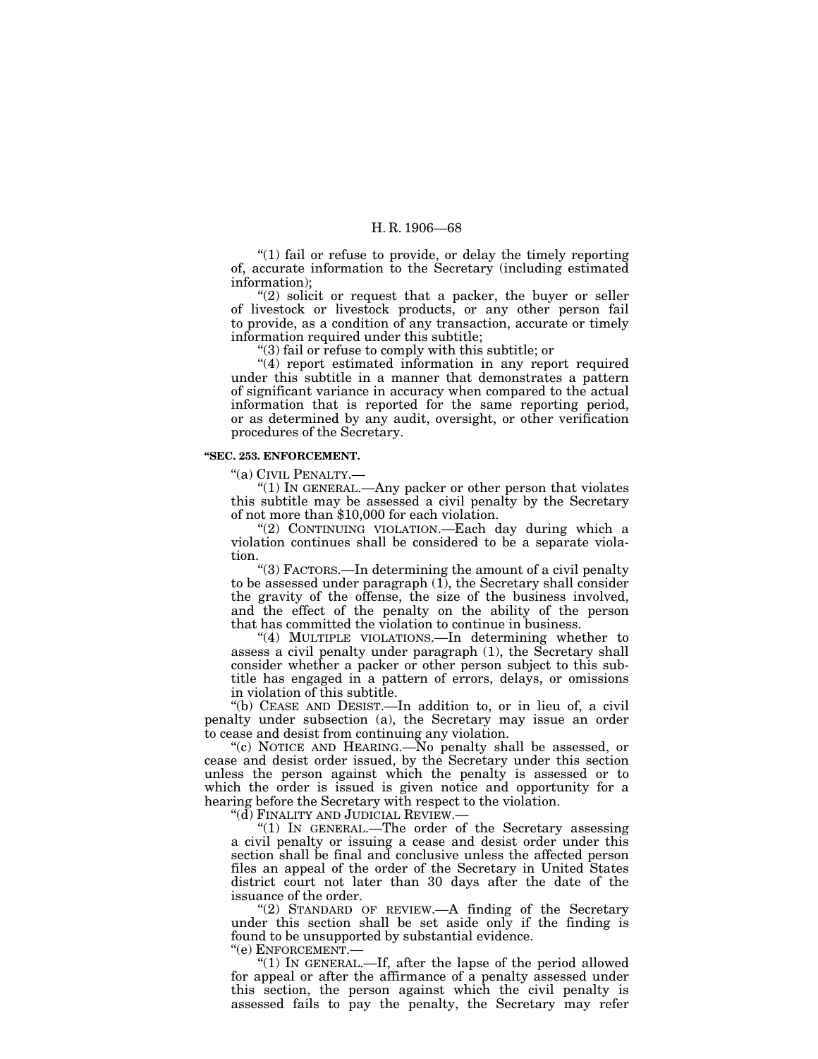"(1) fail or refuse to provide, or delay the timely reporting of, accurate information to the Secretary (including estimated information);

"(2) solicit or request that a packer, the buyer or seller of livestock or livestock products, or any other person fail to provide, as a condition of any transaction, accurate or timely information required under this subtitle;

"(3) fail or refuse to comply with this subtitle; or

"(4) report estimated information in any report required under this subtitle in a manner that demonstrates a pattern of significant variance in accuracy when compared to the actual information that is reported for the same reporting period, or as determined by any audit, oversight, or other verification procedures of the Secretary.

**"SEC. 253. ENFORCEMENT.**

"(a) CIVIL PENALTY.—

"(1) IN GENERAL.—Any packer or other person that violates this subtitle may be assessed a civil penalty by the Secretary of not more than $10,000 for each violation.

"(2) CONTINUING VIOLATION.—Each day during which a violation continues shall be considered to be a separate violation.

"(3) FACTORS.—In determining the amount of a civil penalty to be assessed under paragraph (1), the Secretary shall consider the gravity of the offense, the size of the business involved, and the effect of the penalty on the ability of the person that has committed the violation to continue in business.

"(4) MULTIPLE VIOLATIONS.—In determining whether to assess a civil penalty under paragraph (1), the Secretary shall consider whether a packer or other person subject to this subtitle has engaged in a pattern of errors, delays, or omissions in violation of this subtitle.

"(b) CEASE AND DESIST.—In addition to, or in lieu of, a civil penalty under subsection (a), the Secretary may issue an order to cease and desist from continuing any violation.

"(c) NOTICE AND HEARING.—No penalty shall be assessed, or cease and desist order issued, by the Secretary under this section unless the person against which the penalty is assessed or to which the order is issued is given notice and opportunity for a hearing before the Secretary with respect to the violation.

"(d) FINALITY AND JUDICIAL REVIEW.—

"(1) IN GENERAL.—The order of the Secretary assessing a civil penalty or issuing a cease and desist order under this section shall be final and conclusive unless the affected person files an appeal of the order of the Secretary in United States district court not later than 30 days after the date of the issuance of the order.

"(2) STANDARD OF REVIEW.—A finding of the Secretary under this section shall be set aside only if the finding is found to be unsupported by substantial evidence.

"(e) ENFORCEMENT.—

"(1) IN GENERAL.—If, after the lapse of the period allowed for appeal or after the affirmance of a penalty assessed under this section, the person against which the civil penalty is assessed fails to pay the penalty, the Secretary may refer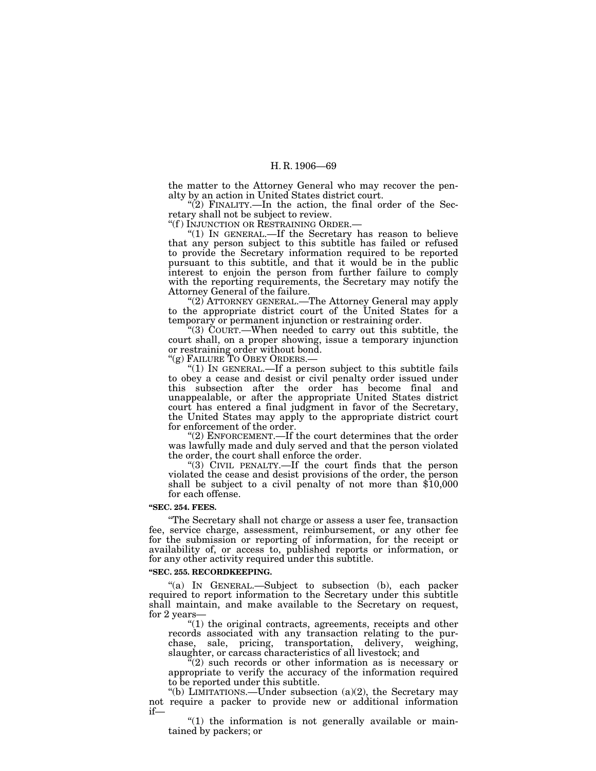the matter to the Attorney General who may recover the penalty by an action in United States district court.

"(2) FINALITY.—In the action, the final order of the Secretary shall not be subject to review.

"(f) INJUNCTION OR RESTRAINING ORDER.—

"(1) IN GENERAL.—If the Secretary has reason to believe that any person subject to this subtitle has failed or refused to provide the Secretary information required to be reported pursuant to this subtitle, and that it would be in the public interest to enjoin the person from further failure to comply with the reporting requirements, the Secretary may notify the Attorney General of the failure.

"(2) ATTORNEY GENERAL.—The Attorney General may apply to the appropriate district court of the United States for a temporary or permanent injunction or restraining order.

"(3) COURT.—When needed to carry out this subtitle, the court shall, on a proper showing, issue a temporary injunction or restraining order without bond.

"(g) FAILURE TO OBEY ORDERS.—

"(1) IN GENERAL.—If a person subject to this subtitle fails to obey a cease and desist or civil penalty order issued under this subsection after the order has become final and unappealable, or after the appropriate United States district court has entered a final judgment in favor of the Secretary, the United States may apply to the appropriate district court for enforcement of the order.

"(2) ENFORCEMENT.—If the court determines that the order was lawfully made and duly served and that the person violated the order, the court shall enforce the order.

"(3) CIVIL PENALTY.—If the court finds that the person violated the cease and desist provisions of the order, the person shall be subject to a civil penalty of not more than $10,000 for each offense.

**"SEC. 254. FEES.**

"The Secretary shall not charge or assess a user fee, transaction fee, service charge, assessment, reimbursement, or any other fee for the submission or reporting of information, for the receipt or availability of, or access to, published reports or information, or for any other activity required under this subtitle.

**"SEC. 255. RECORDKEEPING.**

"(a) IN GENERAL.—Subject to subsection (b), each packer required to report information to the Secretary under this subtitle shall maintain, and make available to the Secretary on request, for 2 years—

"(1) the original contracts, agreements, receipts and other records associated with any transaction relating to the purchase, sale, pricing, transportation, delivery, weighing, slaughter, or carcass characteristics of all livestock; and

"(2) such records or other information as is necessary or appropriate to verify the accuracy of the information required to be reported under this subtitle.

"(b) LIMITATIONS.—Under subsection (a)(2), the Secretary may not require a packer to provide new or additional information if—

"(1) the information is not generally available or maintained by packers; or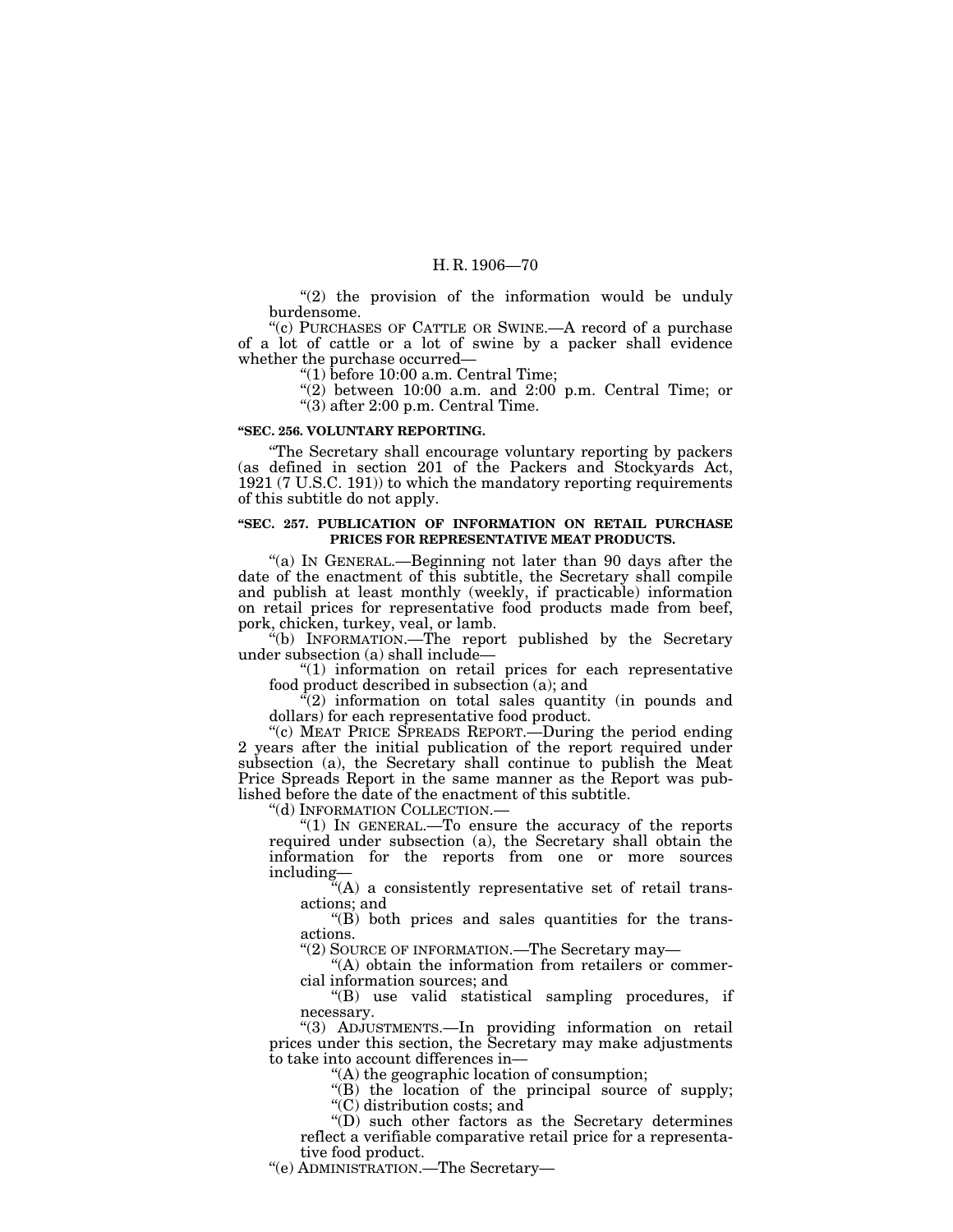"(2) the provision of the information would be unduly burdensome.

"(c) PURCHASES OF CATTLE OR SWINE.—A record of a purchase of a lot of cattle or a lot of swine by a packer shall evidence whether the purchase occurred—

"(1) before 10:00 a.m. Central Time;

"(2) between 10:00 a.m. and 2:00 p.m. Central Time; or

"(3) after 2:00 p.m. Central Time.

**"SEC. 256. VOLUNTARY REPORTING.**

"The Secretary shall encourage voluntary reporting by packers (as defined in section 201 of the Packers and Stockyards Act, 1921 (7 U.S.C. 191)) to which the mandatory reporting requirements of this subtitle do not apply.

**"SEC. 257. PUBLICATION OF INFORMATION ON RETAIL PURCHASE PRICES FOR REPRESENTATIVE MEAT PRODUCTS.**

"(a) IN GENERAL.—Beginning not later than 90 days after the date of the enactment of this subtitle, the Secretary shall compile and publish at least monthly (weekly, if practicable) information on retail prices for representative food products made from beef, pork, chicken, turkey, veal, or lamb.

"(b) INFORMATION.—The report published by the Secretary under subsection (a) shall include—

"(1) information on retail prices for each representative food product described in subsection (a); and

"(2) information on total sales quantity (in pounds and dollars) for each representative food product.

"(c) MEAT PRICE SPREADS REPORT.—During the period ending 2 years after the initial publication of the report required under subsection (a), the Secretary shall continue to publish the Meat Price Spreads Report in the same manner as the Report was published before the date of the enactment of this subtitle.

"(d) INFORMATION COLLECTION.—

"(1) IN GENERAL.—To ensure the accuracy of the reports required under subsection (a), the Secretary shall obtain the information for the reports from one or more sources including—

"(A) a consistently representative set of retail transactions; and

"(B) both prices and sales quantities for the transactions.

"(2) SOURCE OF INFORMATION.—The Secretary may—

"(A) obtain the information from retailers or commercial information sources; and

"(B) use valid statistical sampling procedures, if necessary.

"(3) ADJUSTMENTS.—In providing information on retail prices under this section, the Secretary may make adjustments to take into account differences in—

"(A) the geographic location of consumption;

"(B) the location of the principal source of supply;

"(C) distribution costs; and

"(D) such other factors as the Secretary determines reflect a verifiable comparative retail price for a representative food product.

"(e) ADMINISTRATION.—The Secretary—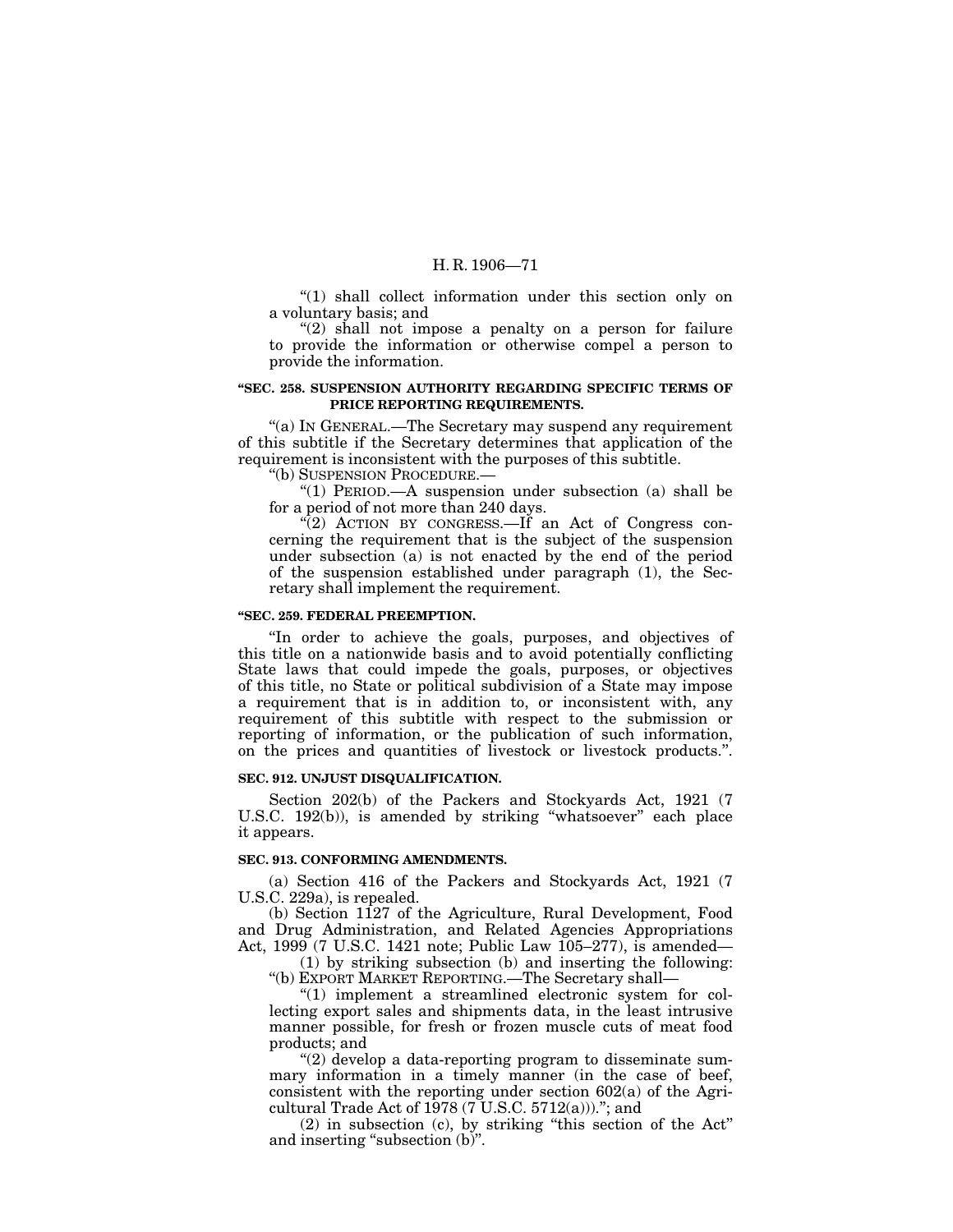"(1) shall collect information under this section only on a voluntary basis; and

"(2) shall not impose a penalty on a person for failure to provide the information or otherwise compel a person to provide the information.

**"SEC. 258. SUSPENSION AUTHORITY REGARDING SPECIFIC TERMS OF PRICE REPORTING REQUIREMENTS.**

"(a) IN GENERAL.—The Secretary may suspend any requirement of this subtitle if the Secretary determines that application of the requirement is inconsistent with the purposes of this subtitle.

"(b) SUSPENSION PROCEDURE.—

"(1) PERIOD.—A suspension under subsection (a) shall be for a period of not more than 240 days.

"(2) ACTION BY CONGRESS.—If an Act of Congress concerning the requirement that is the subject of the suspension under subsection (a) is not enacted by the end of the period of the suspension established under paragraph (1), the Secretary shall implement the requirement.

**"SEC. 259. FEDERAL PREEMPTION.**

"In order to achieve the goals, purposes, and objectives of this title on a nationwide basis and to avoid potentially conflicting State laws that could impede the goals, purposes, or objectives of this title, no State or political subdivision of a State may impose a requirement that is in addition to, or inconsistent with, any requirement of this subtitle with respect to the submission or reporting of information, or the publication of such information, on the prices and quantities of livestock or livestock products.".

**SEC. 912. UNJUST DISQUALIFICATION.**

Section 202(b) of the Packers and Stockyards Act, 1921 (7 U.S.C. 192(b)), is amended by striking "whatsoever" each place it appears.

**SEC. 913. CONFORMING AMENDMENTS.**

(a) Section 416 of the Packers and Stockyards Act, 1921 (7 U.S.C. 229a), is repealed.

(b) Section 1127 of the Agriculture, Rural Development, Food and Drug Administration, and Related Agencies Appropriations Act, 1999 (7 U.S.C. 1421 note; Public Law 105–277), is amended—

(1) by striking subsection (b) and inserting the following:

"(b) EXPORT MARKET REPORTING.—The Secretary shall—

"(1) implement a streamlined electronic system for collecting export sales and shipments data, in the least intrusive manner possible, for fresh or frozen muscle cuts of meat food products; and

"(2) develop a data-reporting program to disseminate summary information in a timely manner (in the case of beef, consistent with the reporting under section 602(a) of the Agricultural Trade Act of 1978 (7 U.S.C. 5712(a)))."; and

(2) in subsection (c), by striking "this section of the Act" and inserting "subsection (b)".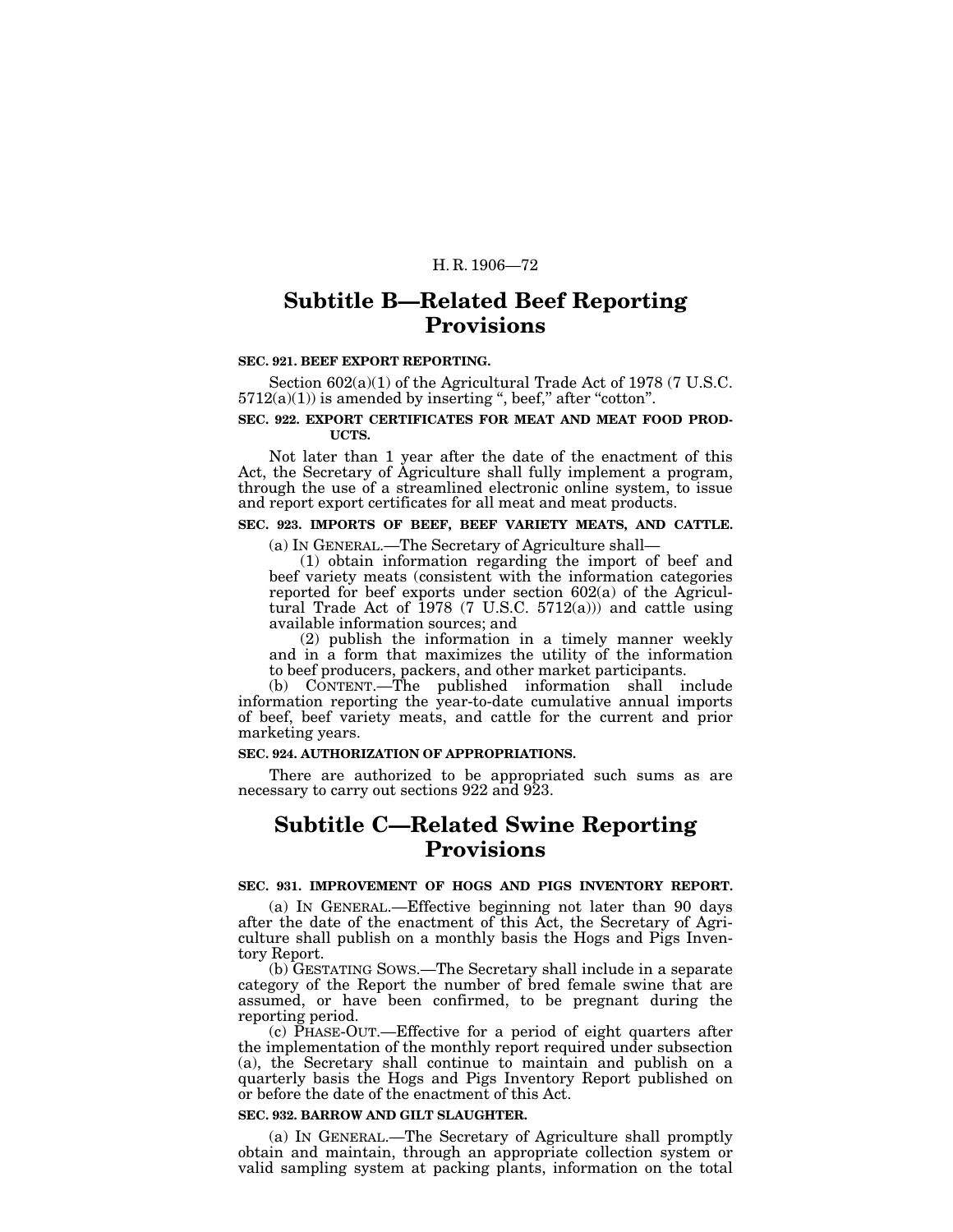## Subtitle B—Related Beef Reporting Provisions

**SEC. 921. BEEF EXPORT REPORTING.**

Section 602(a)(1) of the Agricultural Trade Act of 1978 (7 U.S.C. 5712(a)(1)) is amended by inserting ", beef," after "cotton".

**SEC. 922. EXPORT CERTIFICATES FOR MEAT AND MEAT FOOD PRODUCTS.**

Not later than 1 year after the date of the enactment of this Act, the Secretary of Agriculture shall fully implement a program, through the use of a streamlined electronic online system, to issue and report export certificates for all meat and meat products.

**SEC. 923. IMPORTS OF BEEF, BEEF VARIETY MEATS, AND CATTLE.**

(a) IN GENERAL.—The Secretary of Agriculture shall—

(1) obtain information regarding the import of beef and beef variety meats (consistent with the information categories reported for beef exports under section 602(a) of the Agricultural Trade Act of 1978 (7 U.S.C. 5712(a))) and cattle using available information sources; and

(2) publish the information in a timely manner weekly and in a form that maximizes the utility of the information to beef producers, packers, and other market participants.

(b) CONTENT.—The published information shall include information reporting the year-to-date cumulative annual imports of beef, beef variety meats, and cattle for the current and prior marketing years.

**SEC. 924. AUTHORIZATION OF APPROPRIATIONS.**

There are authorized to be appropriated such sums as are necessary to carry out sections 922 and 923.

## Subtitle C—Related Swine Reporting Provisions

**SEC. 931. IMPROVEMENT OF HOGS AND PIGS INVENTORY REPORT.**

(a) IN GENERAL.—Effective beginning not later than 90 days after the date of the enactment of this Act, the Secretary of Agriculture shall publish on a monthly basis the Hogs and Pigs Inventory Report.

(b) GESTATING SOWS.—The Secretary shall include in a separate category of the Report the number of bred female swine that are assumed, or have been confirmed, to be pregnant during the reporting period.

(c) PHASE-OUT.—Effective for a period of eight quarters after the implementation of the monthly report required under subsection (a), the Secretary shall continue to maintain and publish on a quarterly basis the Hogs and Pigs Inventory Report published on or before the date of the enactment of this Act.

**SEC. 932. BARROW AND GILT SLAUGHTER.**

(a) IN GENERAL.—The Secretary of Agriculture shall promptly obtain and maintain, through an appropriate collection system or valid sampling system at packing plants, information on the total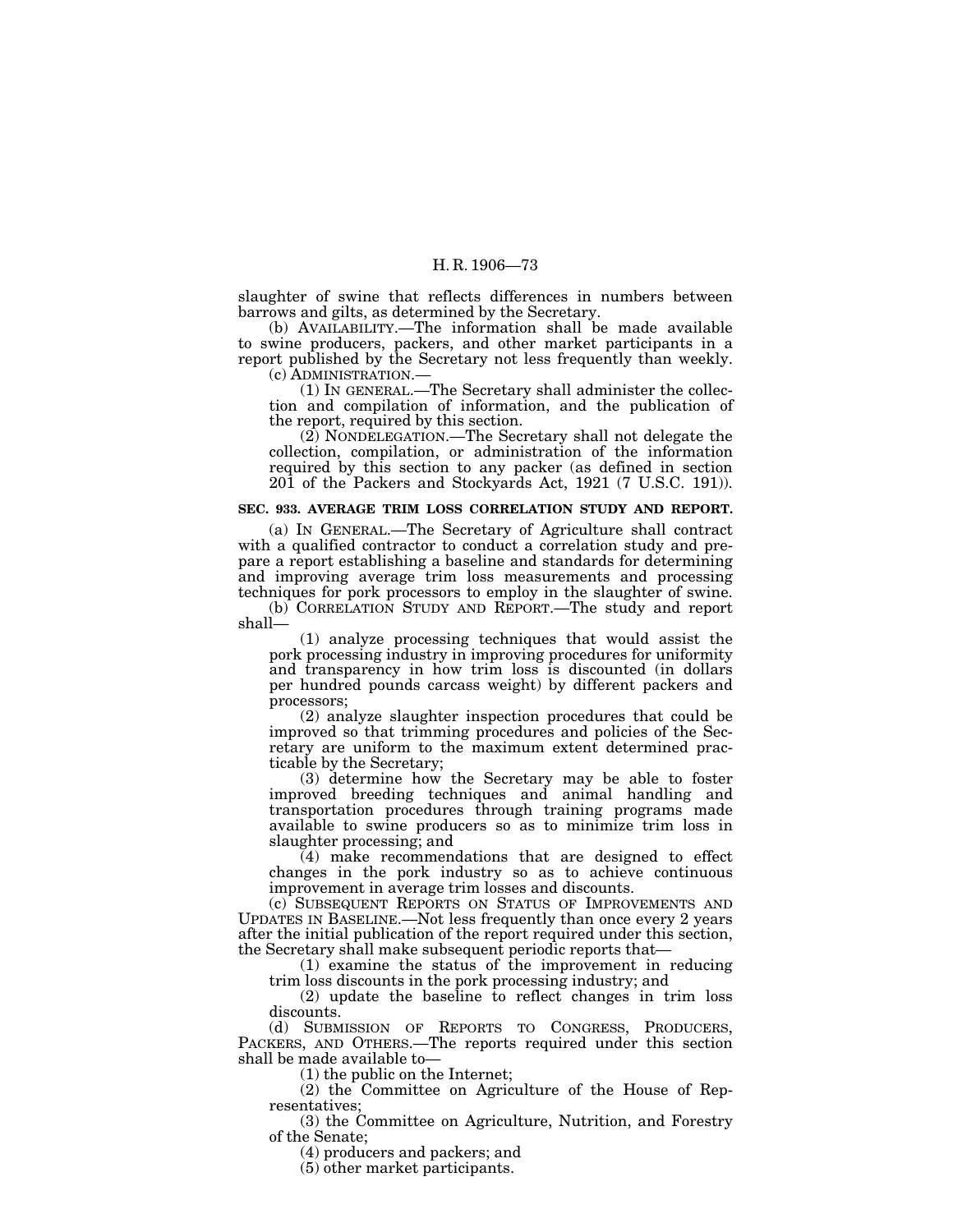slaughter of swine that reflects differences in numbers between barrows and gilts, as determined by the Secretary.

(b) AVAILABILITY.—The information shall be made available to swine producers, packers, and other market participants in a report published by the Secretary not less frequently than weekly.

(c) ADMINISTRATION.—

(1) IN GENERAL.—The Secretary shall administer the collection and compilation of information, and the publication of the report, required by this section.

(2) NONDELEGATION.—The Secretary shall not delegate the collection, compilation, or administration of the information required by this section to any packer (as defined in section 201 of the Packers and Stockyards Act, 1921 (7 U.S.C. 191)).

**SEC. 933. AVERAGE TRIM LOSS CORRELATION STUDY AND REPORT.**

(a) IN GENERAL.—The Secretary of Agriculture shall contract with a qualified contractor to conduct a correlation study and prepare a report establishing a baseline and standards for determining and improving average trim loss measurements and processing techniques for pork processors to employ in the slaughter of swine.

(b) CORRELATION STUDY AND REPORT.—The study and report shall—

(1) analyze processing techniques that would assist the pork processing industry in improving procedures for uniformity and transparency in how trim loss is discounted (in dollars per hundred pounds carcass weight) by different packers and processors;

(2) analyze slaughter inspection procedures that could be improved so that trimming procedures and policies of the Secretary are uniform to the maximum extent determined practicable by the Secretary;

(3) determine how the Secretary may be able to foster improved breeding techniques and animal handling and transportation procedures through training programs made available to swine producers so as to minimize trim loss in slaughter processing; and

(4) make recommendations that are designed to effect changes in the pork industry so as to achieve continuous improvement in average trim losses and discounts.

(c) SUBSEQUENT REPORTS ON STATUS OF IMPROVEMENTS AND UPDATES IN BASELINE.—Not less frequently than once every 2 years after the initial publication of the report required under this section, the Secretary shall make subsequent periodic reports that—

(1) examine the status of the improvement in reducing trim loss discounts in the pork processing industry; and

(2) update the baseline to reflect changes in trim loss discounts.

(d) SUBMISSION OF REPORTS TO CONGRESS, PRODUCERS, PACKERS, AND OTHERS.—The reports required under this section shall be made available to—

(1) the public on the Internet;

(2) the Committee on Agriculture of the House of Representatives;

(3) the Committee on Agriculture, Nutrition, and Forestry of the Senate;

(4) producers and packers; and

(5) other market participants.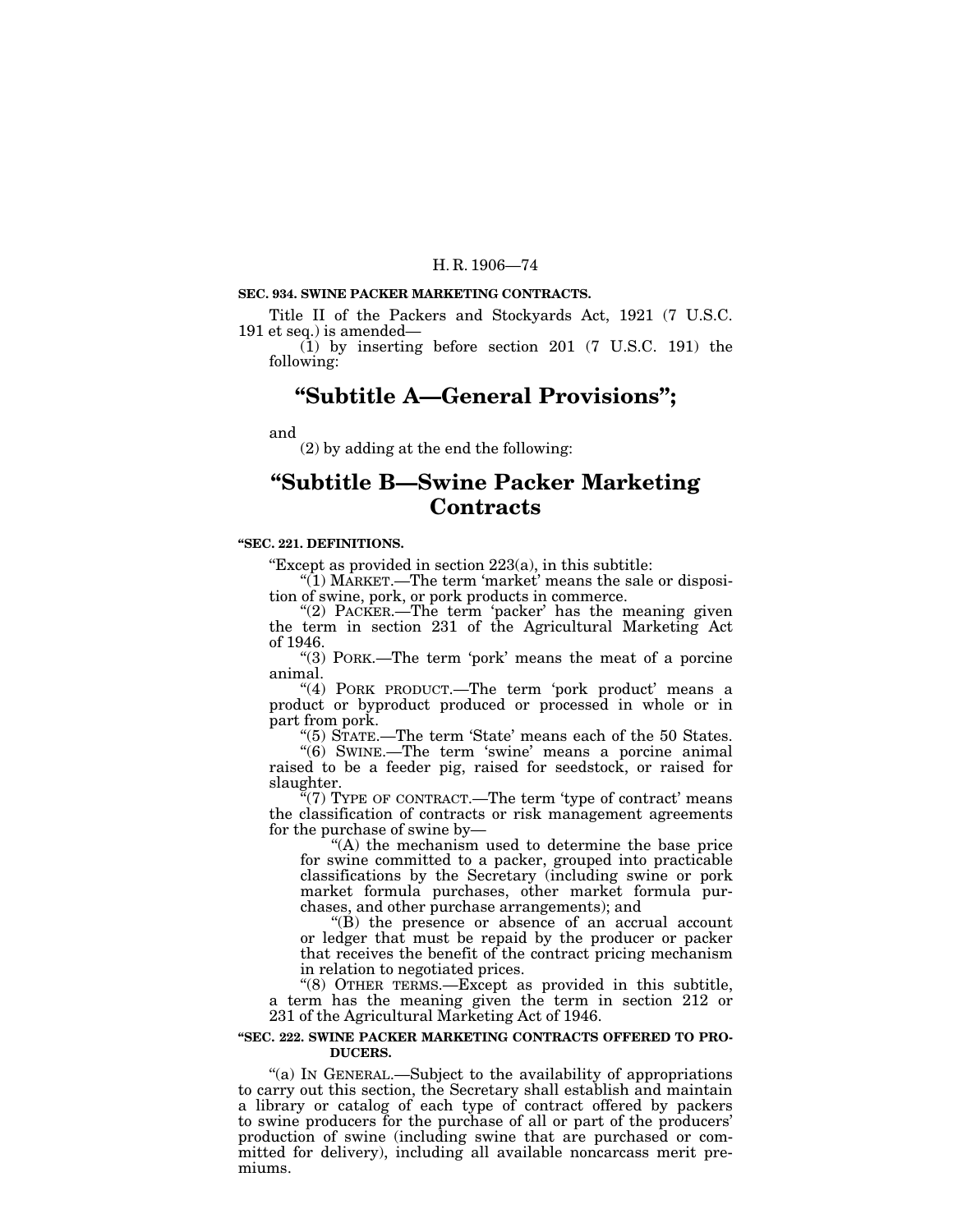**SEC. 934. SWINE PACKER MARKETING CONTRACTS.**

Title II of the Packers and Stockyards Act, 1921 (7 U.S.C. 191 et seq.) is amended—

(1) by inserting before section 201 (7 U.S.C. 191) the following:

## "Subtitle A—General Provisions";

and

(2) by adding at the end the following:

## "Subtitle B—Swine Packer Marketing Contracts

**"SEC. 221. DEFINITIONS.**

"Except as provided in section 223(a), in this subtitle:

"(1) MARKET.—The term 'market' means the sale or disposition of swine, pork, or pork products in commerce.

"(2) PACKER.—The term 'packer' has the meaning given the term in section 231 of the Agricultural Marketing Act of 1946.

"(3) PORK.—The term 'pork' means the meat of a porcine animal.

"(4) PORK PRODUCT.—The term 'pork product' means a product or byproduct produced or processed in whole or in part from pork.

"(5) STATE.—The term 'State' means each of the 50 States.

"(6) SWINE.—The term 'swine' means a porcine animal raised to be a feeder pig, raised for seedstock, or raised for slaughter.

"(7) TYPE OF CONTRACT.—The term 'type of contract' means the classification of contracts or risk management agreements for the purchase of swine by—

"(A) the mechanism used to determine the base price for swine committed to a packer, grouped into practicable classifications by the Secretary (including swine or pork market formula purchases, other market formula purchases, and other purchase arrangements); and

"(B) the presence or absence of an accrual account or ledger that must be repaid by the producer or packer that receives the benefit of the contract pricing mechanism in relation to negotiated prices.

"(8) OTHER TERMS.—Except as provided in this subtitle, a term has the meaning given the term in section 212 or 231 of the Agricultural Marketing Act of 1946.

**"SEC. 222. SWINE PACKER MARKETING CONTRACTS OFFERED TO PRODUCERS.**

"(a) IN GENERAL.—Subject to the availability of appropriations to carry out this section, the Secretary shall establish and maintain a library or catalog of each type of contract offered by packers to swine producers for the purchase of all or part of the producers' production of swine (including swine that are purchased or committed for delivery), including all available noncarcass merit premiums.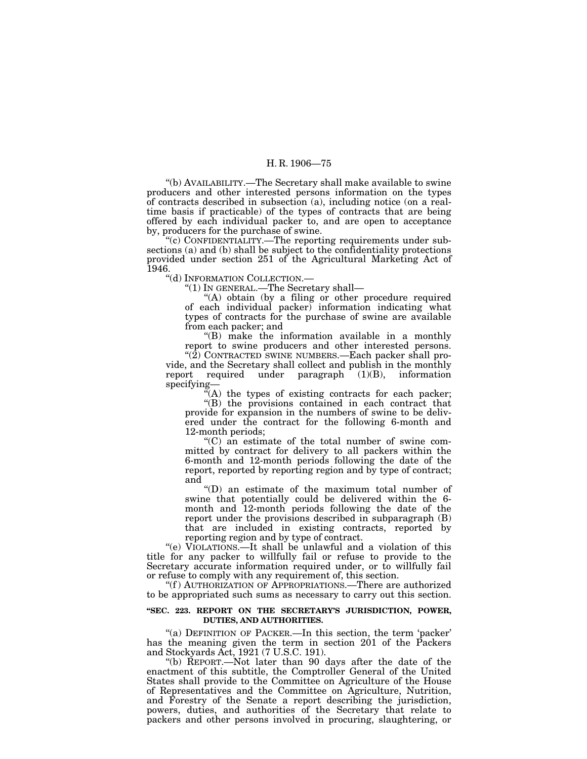"(b) AVAILABILITY.—The Secretary shall make available to swine producers and other interested persons information on the types of contracts described in subsection (a), including notice (on a real-time basis if practicable) of the types of contracts that are being offered by each individual packer to, and are open to acceptance by, producers for the purchase of swine.

"(c) CONFIDENTIALITY.—The reporting requirements under subsections (a) and (b) shall be subject to the confidentiality protections provided under section 251 of the Agricultural Marketing Act of 1946.

"(d) INFORMATION COLLECTION.—

"(1) IN GENERAL.—The Secretary shall—

"(A) obtain (by a filing or other procedure required of each individual packer) information indicating what types of contracts for the purchase of swine are available from each packer; and

"(B) make the information available in a monthly report to swine producers and other interested persons.

"(2) CONTRACTED SWINE NUMBERS.—Each packer shall provide, and the Secretary shall collect and publish in the monthly report required under paragraph (1)(B), information specifying—

"(A) the types of existing contracts for each packer;

"(B) the provisions contained in each contract that provide for expansion in the numbers of swine to be delivered under the contract for the following 6-month and 12-month periods;

"(C) an estimate of the total number of swine committed by contract for delivery to all packers within the 6-month and 12-month periods following the date of the report, reported by reporting region and by type of contract; and

"(D) an estimate of the maximum total number of swine that potentially could be delivered within the 6-month and 12-month periods following the date of the report under the provisions described in subparagraph (B) that are included in existing contracts, reported by reporting region and by type of contract.

"(e) VIOLATIONS.—It shall be unlawful and a violation of this title for any packer to willfully fail or refuse to provide to the Secretary accurate information required under, or to willfully fail or refuse to comply with any requirement of, this section.

"(f) AUTHORIZATION OF APPROPRIATIONS.—There are authorized to be appropriated such sums as necessary to carry out this section.

**"SEC. 223. REPORT ON THE SECRETARY'S JURISDICTION, POWER, DUTIES, AND AUTHORITIES.**

"(a) DEFINITION OF PACKER.—In this section, the term 'packer' has the meaning given the term in section 201 of the Packers and Stockyards Act, 1921 (7 U.S.C. 191).

"(b) REPORT.—Not later than 90 days after the date of the enactment of this subtitle, the Comptroller General of the United States shall provide to the Committee on Agriculture of the House of Representatives and the Committee on Agriculture, Nutrition, and Forestry of the Senate a report describing the jurisdiction, powers, duties, and authorities of the Secretary that relate to packers and other persons involved in procuring, slaughtering, or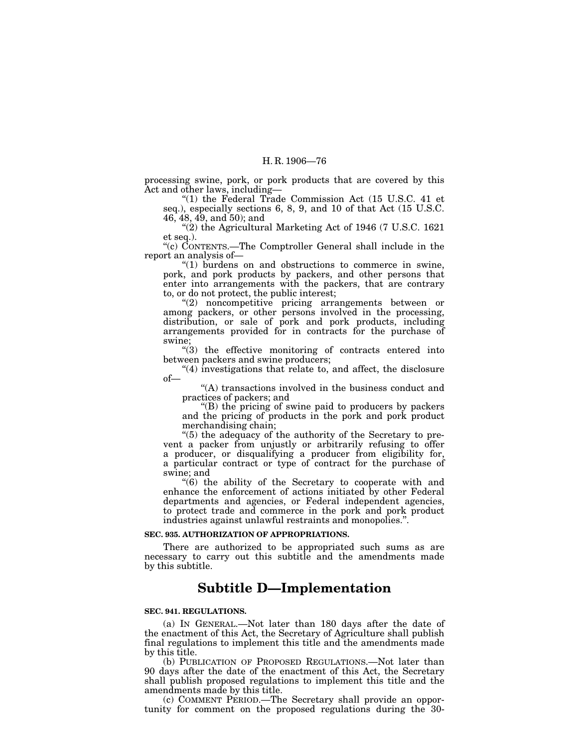processing swine, pork, or pork products that are covered by this Act and other laws, including—

"(1) the Federal Trade Commission Act (15 U.S.C. 41 et seq.), especially sections 6, 8, 9, and 10 of that Act (15 U.S.C. 46, 48, 49, and 50); and

"(2) the Agricultural Marketing Act of 1946 (7 U.S.C. 1621 et seq.).

"(c) CONTENTS.—The Comptroller General shall include in the report an analysis of—

"(1) burdens on and obstructions to commerce in swine, pork, and pork products by packers, and other persons that enter into arrangements with the packers, that are contrary to, or do not protect, the public interest;

"(2) noncompetitive pricing arrangements between or among packers, or other persons involved in the processing, distribution, or sale of pork and pork products, including arrangements provided for in contracts for the purchase of swine;

"(3) the effective monitoring of contracts entered into between packers and swine producers;

"(4) investigations that relate to, and affect, the disclosure of—

"(A) transactions involved in the business conduct and practices of packers; and

"(B) the pricing of swine paid to producers by packers and the pricing of products in the pork and pork product merchandising chain;

"(5) the adequacy of the authority of the Secretary to prevent a packer from unjustly or arbitrarily refusing to offer a producer, or disqualifying a producer from eligibility for, a particular contract or type of contract for the purchase of swine; and

"(6) the ability of the Secretary to cooperate with and enhance the enforcement of actions initiated by other Federal departments and agencies, or Federal independent agencies, to protect trade and commerce in the pork and pork product industries against unlawful restraints and monopolies.".

**SEC. 935. AUTHORIZATION OF APPROPRIATIONS.**

There are authorized to be appropriated such sums as are necessary to carry out this subtitle and the amendments made by this subtitle.

## Subtitle D—Implementation

**SEC. 941. REGULATIONS.**

(a) IN GENERAL.—Not later than 180 days after the date of the enactment of this Act, the Secretary of Agriculture shall publish final regulations to implement this title and the amendments made by this title.

(b) PUBLICATION OF PROPOSED REGULATIONS.—Not later than 90 days after the date of the enactment of this Act, the Secretary shall publish proposed regulations to implement this title and the amendments made by this title.

(c) COMMENT PERIOD.—The Secretary shall provide an opportunity for comment on the proposed regulations during the 30-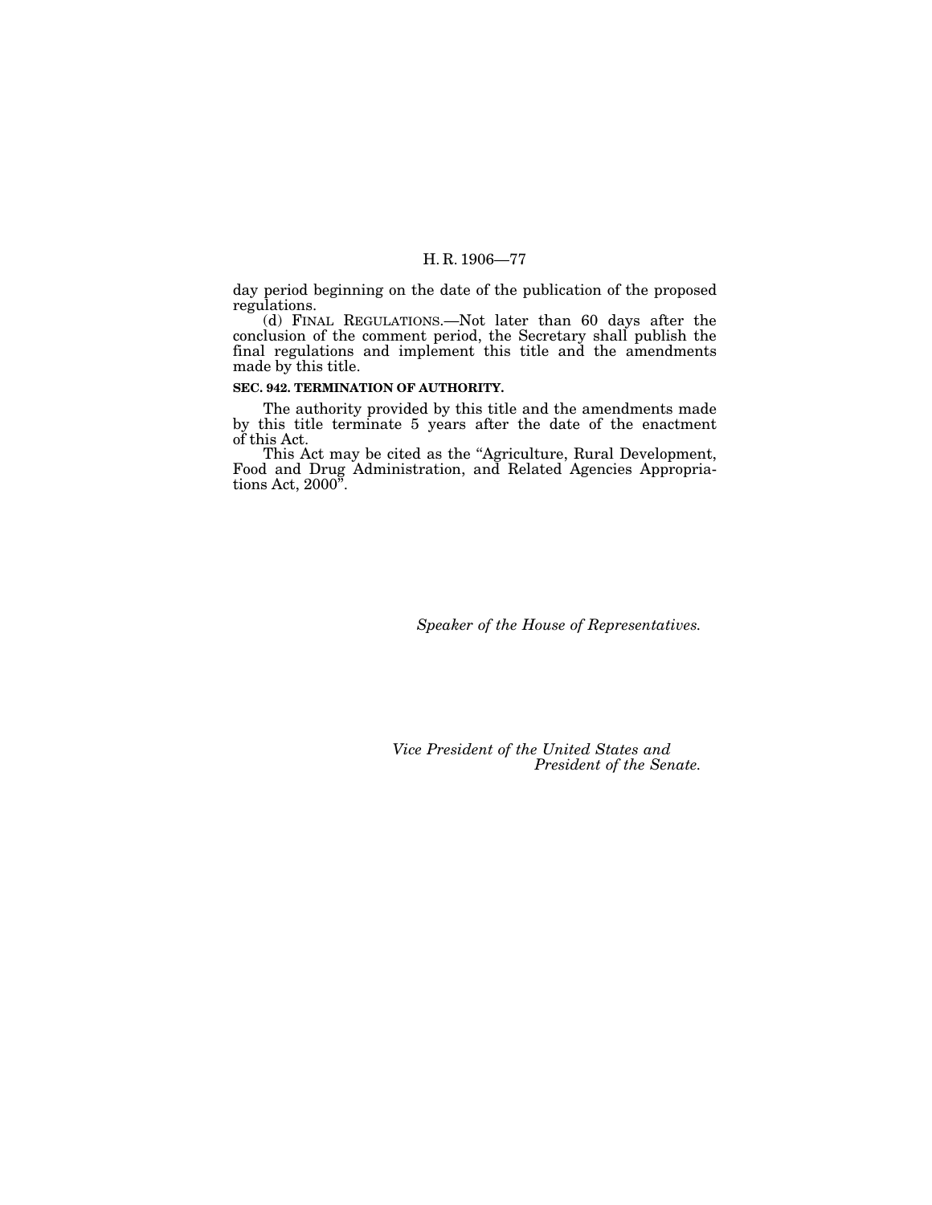day period beginning on the date of the publication of the proposed regulations.

(d) FINAL REGULATIONS.—Not later than 60 days after the conclusion of the comment period, the Secretary shall publish the final regulations and implement this title and the amendments made by this title.

**SEC. 942. TERMINATION OF AUTHORITY.**

The authority provided by this title and the amendments made by this title terminate 5 years after the date of the enactment of this Act.

This Act may be cited as the "Agriculture, Rural Development, Food and Drug Administration, and Related Agencies Appropriations Act, 2000".

*Speaker of the House of Representatives.*

*Vice President of the United States and President of the Senate.*